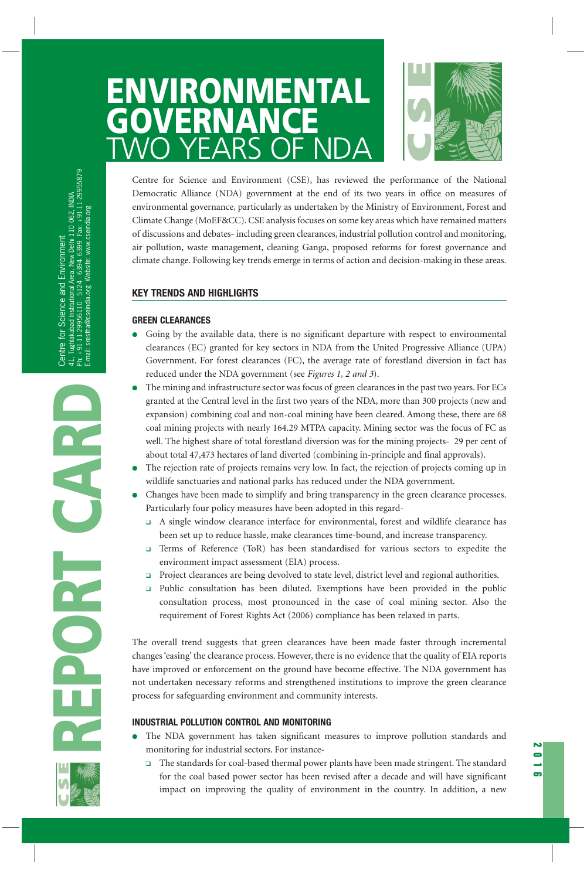# ENVIRONMENTAL GOVERNANCE
## TWO YEARS OF NDA

Centre for Science and Environment
41, Tughlakabad Institutional Area, New Delhi 110 062, INDIA
Ph: +91-11-29955110 - 5124 - 6394- 6399 Fax: +91-11-29955879
E-mail: srestha@cseindia.org Website: www.cseindia.org

REPORT CARD 2016

Centre for Science and Environment (CSE), has reviewed the performance of the National Democratic Alliance (NDA) government at the end of its two years in office on measures of environmental governance, particularly as undertaken by the Ministry of Environment, Forest and Climate Change (MoEF&CC). CSE analysis focuses on some key areas which have remained matters of discussions and debates- including green clearances, industrial pollution control and monitoring, air pollution, waste management, cleaning Ganga, proposed reforms for forest governance and climate change. Following key trends emerge in terms of action and decision-making in these areas.

## KEY TRENDS AND HIGHLIGHTS

### GREEN CLEARANCES

- Going by the available data, there is no significant departure with respect to environmental clearances (EC) granted for key sectors in NDA from the United Progressive Alliance (UPA) Government. For forest clearances (FC), the average rate of forestland diversion in fact has reduced under the NDA government (see *Figures 1, 2 and 3*).
- The mining and infrastructure sector was focus of green clearances in the past two years. For ECs granted at the Central level in the first two years of the NDA, more than 300 projects (new and expansion) combining coal and non-coal mining have been cleared. Among these, there are 68 coal mining projects with nearly 164.29 MTPA capacity. Mining sector was the focus of FC as well. The highest share of total forestland diversion was for the mining projects- 29 per cent of about total 47,473 hectares of land diverted (combining in-principle and final approvals).
- The rejection rate of projects remains very low. In fact, the rejection of projects coming up in wildlife sanctuaries and national parks has reduced under the NDA government.
- Changes have been made to simplify and bring transparency in the green clearance processes. Particularly four policy measures have been adopted in this regard-
  - A single window clearance interface for environmental, forest and wildlife clearance has been set up to reduce hassle, make clearances time-bound, and increase transparency.
  - Terms of Reference (ToR) has been standardised for various sectors to expedite the environment impact assessment (EIA) process.
  - Project clearances are being devolved to state level, district level and regional authorities.
  - Public consultation has been diluted. Exemptions have been provided in the public consultation process, most pronounced in the case of coal mining sector. Also the requirement of Forest Rights Act (2006) compliance has been relaxed in parts.

The overall trend suggests that green clearances have been made faster through incremental changes 'easing' the clearance process. However, there is no evidence that the quality of EIA reports have improved or enforcement on the ground have become effective. The NDA government has not undertaken necessary reforms and strengthened institutions to improve the green clearance process for safeguarding environment and community interests.

### INDUSTRIAL POLLUTION CONTROL AND MONITORING

- The NDA government has taken significant measures to improve pollution standards and monitoring for industrial sectors. For instance-
  - The standards for coal-based thermal power plants have been made stringent. The standard for the coal based power sector has been revised after a decade and will have significant impact on improving the quality of environment in the country. In addition, a new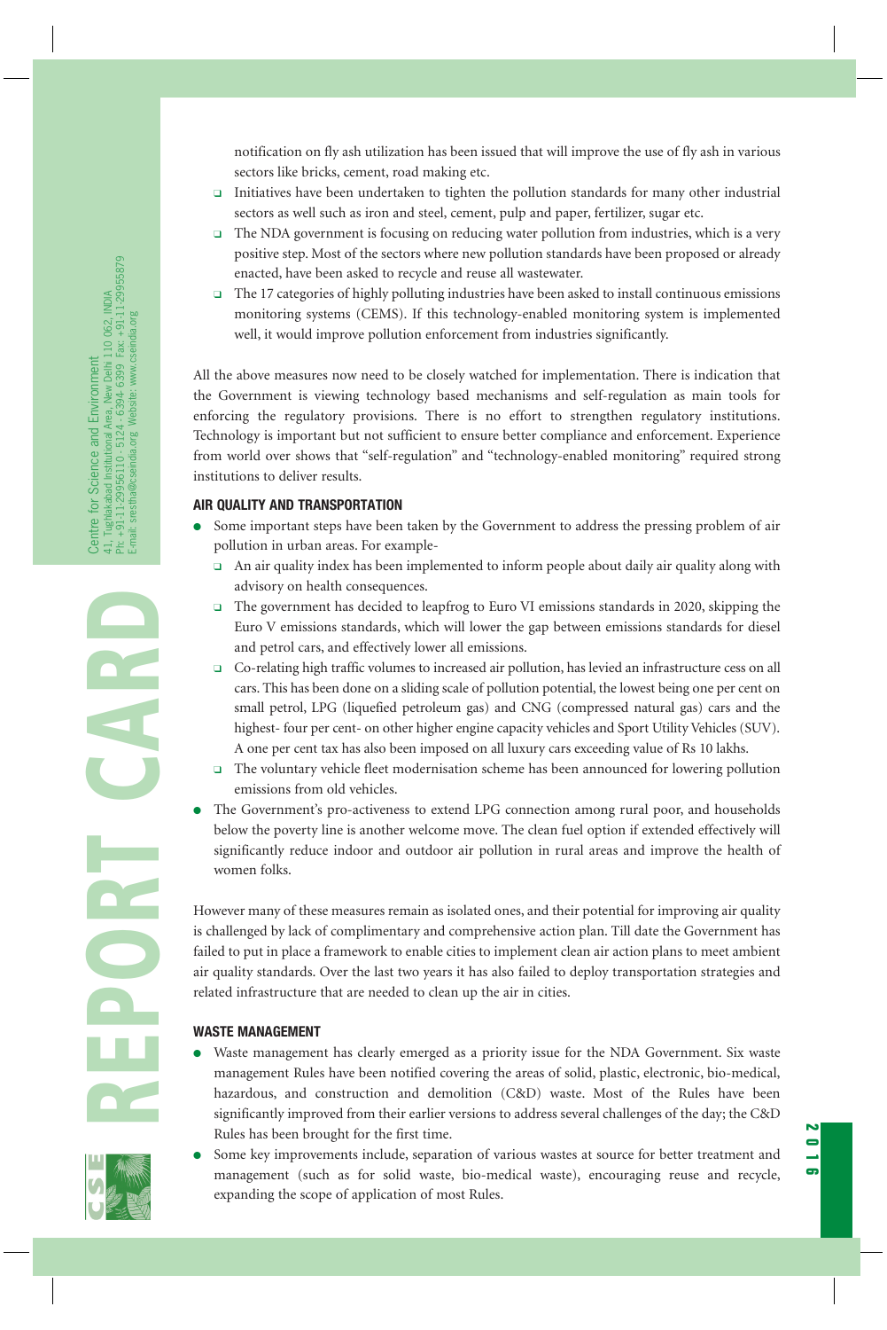notification on fly ash utilization has been issued that will improve the use of fly ash in various sectors like bricks, cement, road making etc.

- Initiatives have been undertaken to tighten the pollution standards for many other industrial sectors as well such as iron and steel, cement, pulp and paper, fertilizer, sugar etc.
- The NDA government is focusing on reducing water pollution from industries, which is a very positive step. Most of the sectors where new pollution standards have been proposed or already enacted, have been asked to recycle and reuse all wastewater.
- The 17 categories of highly polluting industries have been asked to install continuous emissions monitoring systems (CEMS). If this technology-enabled monitoring system is implemented well, it would improve pollution enforcement from industries significantly.

All the above measures now need to be closely watched for implementation. There is indication that the Government is viewing technology based mechanisms and self-regulation as main tools for enforcing the regulatory provisions. There is no effort to strengthen regulatory institutions. Technology is important but not sufficient to ensure better compliance and enforcement. Experience from world over shows that "self-regulation" and "technology-enabled monitoring" required strong institutions to deliver results.

## AIR QUALITY AND TRANSPORTATION

- Some important steps have been taken by the Government to address the pressing problem of air pollution in urban areas. For example-
  - An air quality index has been implemented to inform people about daily air quality along with advisory on health consequences.
  - The government has decided to leapfrog to Euro VI emissions standards in 2020, skipping the Euro V emissions standards, which will lower the gap between emissions standards for diesel and petrol cars, and effectively lower all emissions.
  - Co-relating high traffic volumes to increased air pollution, has levied an infrastructure cess on all cars. This has been done on a sliding scale of pollution potential, the lowest being one per cent on small petrol, LPG (liquefied petroleum gas) and CNG (compressed natural gas) cars and the highest- four per cent- on other higher engine capacity vehicles and Sport Utility Vehicles (SUV). A one per cent tax has also been imposed on all luxury cars exceeding value of Rs 10 lakhs.
  - The voluntary vehicle fleet modernisation scheme has been announced for lowering pollution emissions from old vehicles.
- The Government's pro-activeness to extend LPG connection among rural poor, and households below the poverty line is another welcome move. The clean fuel option if extended effectively will significantly reduce indoor and outdoor air pollution in rural areas and improve the health of women folks.

However many of these measures remain as isolated ones, and their potential for improving air quality is challenged by lack of complimentary and comprehensive action plan. Till date the Government has failed to put in place a framework to enable cities to implement clean air action plans to meet ambient air quality standards. Over the last two years it has also failed to deploy transportation strategies and related infrastructure that are needed to clean up the air in cities.

## WASTE MANAGEMENT

- Waste management has clearly emerged as a priority issue for the NDA Government. Six waste management Rules have been notified covering the areas of solid, plastic, electronic, bio-medical, hazardous, and construction and demolition (C&D) waste. Most of the Rules have been significantly improved from their earlier versions to address several challenges of the day; the C&D Rules has been brought for the first time.
- Some key improvements include, separation of various wastes at source for better treatment and management (such as for solid waste, bio-medical waste), encouraging reuse and recycle, expanding the scope of application of most Rules.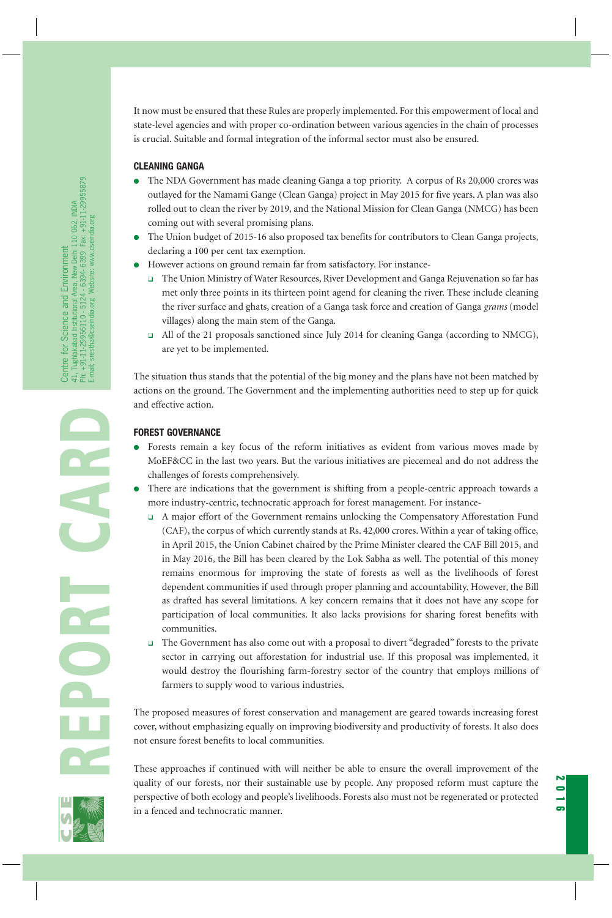It now must be ensured that these Rules are properly implemented. For this empowerment of local and state-level agencies and with proper co-ordination between various agencies in the chain of processes is crucial. Suitable and formal integration of the informal sector must also be ensured.

## CLEANING GANGA

- The NDA Government has made cleaning Ganga a top priority. A corpus of Rs 20,000 crores was outlayed for the Namami Gange (Clean Ganga) project in May 2015 for five years. A plan was also rolled out to clean the river by 2019, and the National Mission for Clean Ganga (NMCG) has been coming out with several promising plans.
- The Union budget of 2015-16 also proposed tax benefits for contributors to Clean Ganga projects, declaring a 100 per cent tax exemption.
- However actions on ground remain far from satisfactory. For instance-
  - The Union Ministry of Water Resources, River Development and Ganga Rejuvenation so far has met only three points in its thirteen point agend for cleaning the river. These include cleaning the river surface and ghats, creation of a Ganga task force and creation of Ganga *grams* (model villages) along the main stem of the Ganga.
  - All of the 21 proposals sanctioned since July 2014 for cleaning Ganga (according to NMCG), are yet to be implemented.

The situation thus stands that the potential of the big money and the plans have not been matched by actions on the ground. The Government and the implementing authorities need to step up for quick and effective action.

## FOREST GOVERNANCE

- Forests remain a key focus of the reform initiatives as evident from various moves made by MoEF&CC in the last two years. But the various initiatives are piecemeal and do not address the challenges of forests comprehensively.
- There are indications that the government is shifting from a people-centric approach towards a more industry-centric, technocratic approach for forest management. For instance-
  - A major effort of the Government remains unlocking the Compensatory Afforestation Fund (CAF), the corpus of which currently stands at Rs. 42,000 crores. Within a year of taking office, in April 2015, the Union Cabinet chaired by the Prime Minister cleared the CAF Bill 2015, and in May 2016, the Bill has been cleared by the Lok Sabha as well. The potential of this money remains enormous for improving the state of forests as well as the livelihoods of forest dependent communities if used through proper planning and accountability. However, the Bill as drafted has several limitations. A key concern remains that it does not have any scope for participation of local communities. It also lacks provisions for sharing forest benefits with communities.
  - The Government has also come out with a proposal to divert "degraded" forests to the private sector in carrying out afforestation for industrial use. If this proposal was implemented, it would destroy the flourishing farm-forestry sector of the country that employs millions of farmers to supply wood to various industries.

The proposed measures of forest conservation and management are geared towards increasing forest cover, without emphasizing equally on improving biodiversity and productivity of forests. It also does not ensure forest benefits to local communities.

These approaches if continued with will neither be able to ensure the overall improvement of the quality of our forests, nor their sustainable use by people. Any proposed reform must capture the perspective of both ecology and people's livelihoods. Forests also must not be regenerated or protected in a fenced and technocratic manner.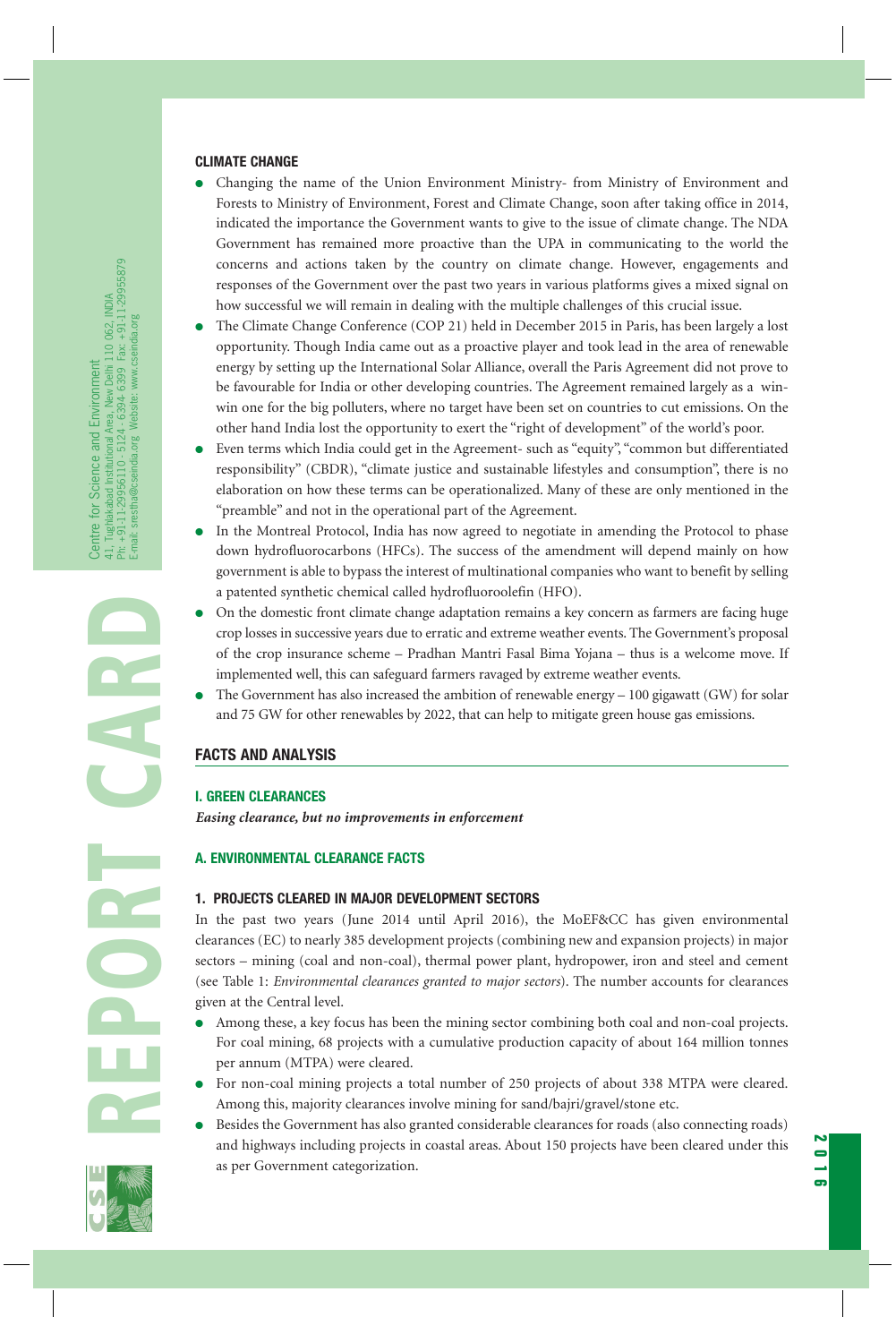## CLIMATE CHANGE

- Changing the name of the Union Environment Ministry- from Ministry of Environment and Forests to Ministry of Environment, Forest and Climate Change, soon after taking office in 2014, indicated the importance the Government wants to give to the issue of climate change. The NDA Government has remained more proactive than the UPA in communicating to the world the concerns and actions taken by the country on climate change. However, engagements and responses of the Government over the past two years in various platforms gives a mixed signal on how successful we will remain in dealing with the multiple challenges of this crucial issue.
- The Climate Change Conference (COP 21) held in December 2015 in Paris, has been largely a lost opportunity. Though India came out as a proactive player and took lead in the area of renewable energy by setting up the International Solar Alliance, overall the Paris Agreement did not prove to be favourable for India or other developing countries. The Agreement remained largely as a win-win one for the big polluters, where no target have been set on countries to cut emissions. On the other hand India lost the opportunity to exert the "right of development" of the world's poor.
- Even terms which India could get in the Agreement- such as "equity", "common but differentiated responsibility" (CBDR), "climate justice and sustainable lifestyles and consumption", there is no elaboration on how these terms can be operationalized. Many of these are only mentioned in the "preamble" and not in the operational part of the Agreement.
- In the Montreal Protocol, India has now agreed to negotiate in amending the Protocol to phase down hydrofluorocarbons (HFCs). The success of the amendment will depend mainly on how government is able to bypass the interest of multinational companies who want to benefit by selling a patented synthetic chemical called hydrofluoroolefin (HFO).
- On the domestic front climate change adaptation remains a key concern as farmers are facing huge crop losses in successive years due to erratic and extreme weather events. The Government's proposal of the crop insurance scheme – Pradhan Mantri Fasal Bima Yojana – thus is a welcome move. If implemented well, this can safeguard farmers ravaged by extreme weather events.
- The Government has also increased the ambition of renewable energy – 100 gigawatt (GW) for solar and 75 GW for other renewables by 2022, that can help to mitigate green house gas emissions.

## FACTS AND ANALYSIS

### I. GREEN CLEARANCES

***Easing clearance, but no improvements in enforcement***

### A. ENVIRONMENTAL CLEARANCE FACTS

#### 1. PROJECTS CLEARED IN MAJOR DEVELOPMENT SECTORS

In the past two years (June 2014 until April 2016), the MoEF&CC has given environmental clearances (EC) to nearly 385 development projects (combining new and expansion projects) in major sectors – mining (coal and non-coal), thermal power plant, hydropower, iron and steel and cement (see Table 1: *Environmental clearances granted to major sectors*). The number accounts for clearances given at the Central level.

- Among these, a key focus has been the mining sector combining both coal and non-coal projects. For coal mining, 68 projects with a cumulative production capacity of about 164 million tonnes per annum (MTPA) were cleared.
- For non-coal mining projects a total number of 250 projects of about 338 MTPA were cleared. Among this, majority clearances involve mining for sand/bajri/gravel/stone etc.
- Besides the Government has also granted considerable clearances for roads (also connecting roads) and highways including projects in coastal areas. About 150 projects have been cleared under this as per Government categorization.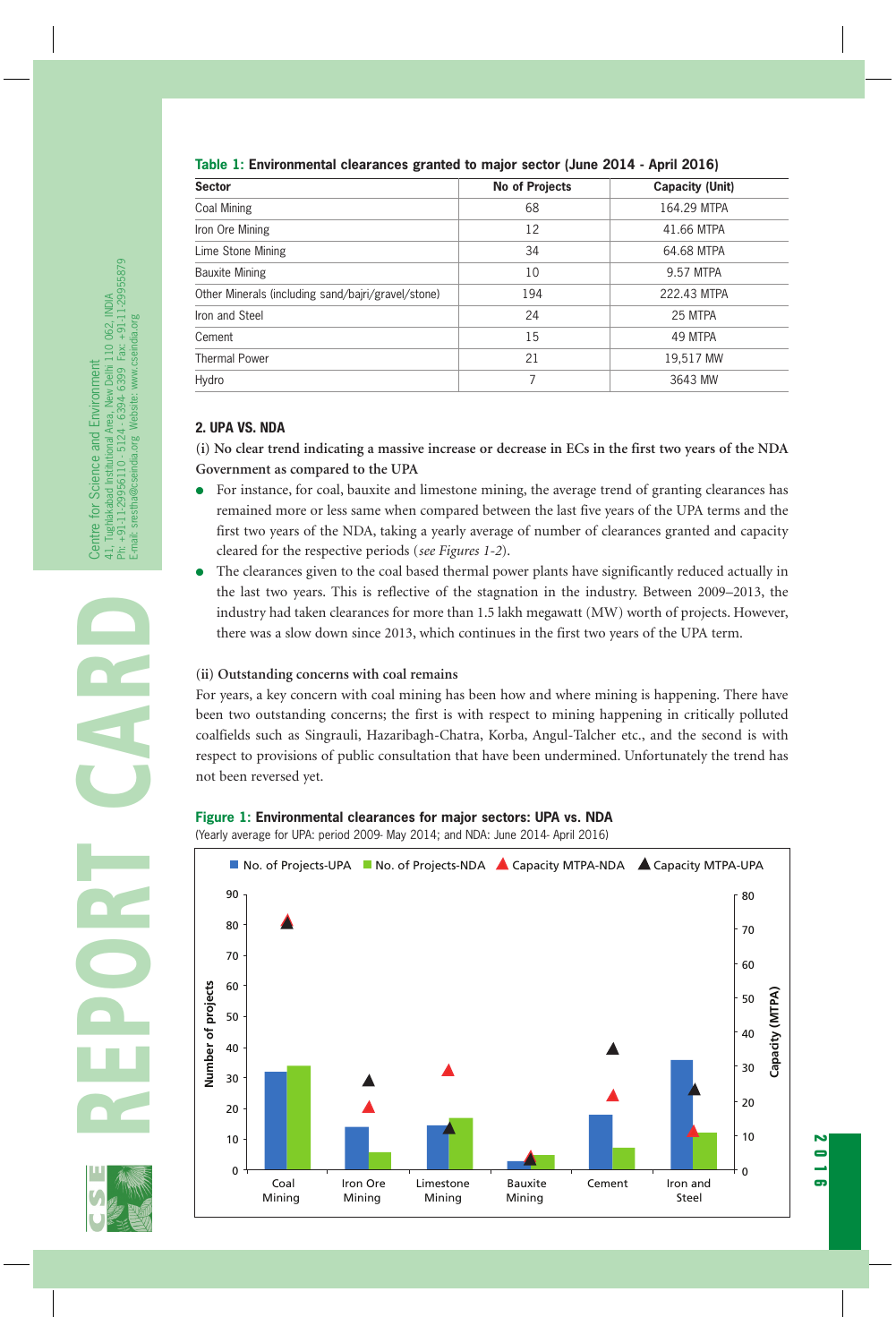**Table 1: Environmental clearances granted to major sector (June 2014 - April 2016)**

| Sector | No of Projects | Capacity (Unit) |
|---|---|---|
| Coal Mining | 68 | 164.29 MTPA |
| Iron Ore Mining | 12 | 41.66 MTPA |
| Lime Stone Mining | 34 | 64.68 MTPA |
| Bauxite Mining | 10 | 9.57 MTPA |
| Other Minerals (including sand/bajri/gravel/stone) | 194 | 222.43 MTPA |
| Iron and Steel | 24 | 25 MTPA |
| Cement | 15 | 49 MTPA |
| Thermal Power | 21 | 19,517 MW |
| Hydro | 7 | 3643 MW |

## 2. UPA VS. NDA

**(i) No clear trend indicating a massive increase or decrease in ECs in the first two years of the NDA Government as compared to the UPA**

- For instance, for coal, bauxite and limestone mining, the average trend of granting clearances has remained more or less same when compared between the last five years of the UPA terms and the first two years of the NDA, taking a yearly average of number of clearances granted and capacity cleared for the respective periods (*see Figures 1-2*).
- The clearances given to the coal based thermal power plants have significantly reduced actually in the last two years. This is reflective of the stagnation in the industry. Between 2009–2013, the industry had taken clearances for more than 1.5 lakh megawatt (MW) worth of projects. However, there was a slow down since 2013, which continues in the first two years of the UPA term.

**(ii) Outstanding concerns with coal remains**

For years, a key concern with coal mining has been how and where mining is happening. There have been two outstanding concerns; the first is with respect to mining happening in critically polluted coalfields such as Singrauli, Hazaribagh-Chatra, Korba, Angul-Talcher etc., and the second is with respect to provisions of public consultation that have been undermined. Unfortunately the trend has not been reversed yet.

**Figure 1: Environmental clearances for major sectors: UPA vs. NDA**

(Yearly average for UPA: period 2009- May 2014; and NDA: June 2014- April 2016)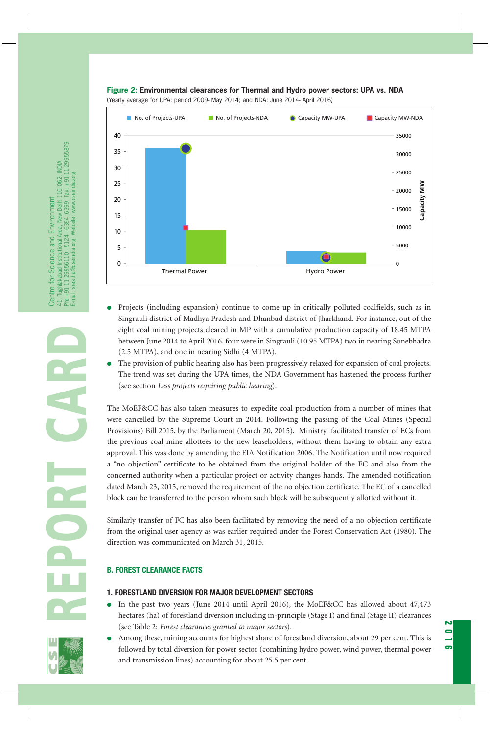**Figure 2: Environmental clearances for Thermal and Hydro power sectors: UPA vs. NDA**
(Yearly average for UPA: period 2009- May 2014; and NDA: June 2014- April 2016)

- Projects (including expansion) continue to come up in critically polluted coalfields, such as in Singrauli district of Madhya Pradesh and Dhanbad district of Jharkhand. For instance, out of the eight coal mining projects cleared in MP with a cumulative production capacity of 18.45 MTPA between June 2014 to April 2016, four were in Singrauli (10.95 MTPA) two in nearing Sonebhadra (2.5 MTPA), and one in nearing Sidhi (4 MTPA).
- The provision of public hearing also has been progressively relaxed for expansion of coal projects. The trend was set during the UPA times, the NDA Government has hastened the process further (see section *Less projects requiring public hearing*).

The MoEF&CC has also taken measures to expedite coal production from a number of mines that were cancelled by the Supreme Court in 2014. Following the passing of the Coal Mines (Special Provisions) Bill 2015, by the Parliament (March 20, 2015), Ministry facilitated transfer of ECs from the previous coal mine allottees to the new leaseholders, without them having to obtain any extra approval. This was done by amending the EIA Notification 2006. The Notification until now required a "no objection" certificate to be obtained from the original holder of the EC and also from the concerned authority when a particular project or activity changes hands. The amended notification dated March 23, 2015, removed the requirement of the no objection certificate. The EC of a cancelled block can be transferred to the person whom such block will be subsequently allotted without it.

Similarly transfer of FC has also been facilitated by removing the need of a no objection certificate from the original user agency as was earlier required under the Forest Conservation Act (1980). The direction was communicated on March 31, 2015.

## B. FOREST CLEARANCE FACTS

### 1. FORESTLAND DIVERSION FOR MAJOR DEVELOPMENT SECTORS

- In the past two years (June 2014 until April 2016), the MoEF&CC has allowed about 47,473 hectares (ha) of forestland diversion including in-principle (Stage I) and final (Stage II) clearances (see Table 2: *Forest clearances granted to major sectors*).
- Among these, mining accounts for highest share of forestland diversion, about 29 per cent. This is followed by total diversion for power sector (combining hydro power, wind power, thermal power and transmission lines) accounting for about 25.5 per cent.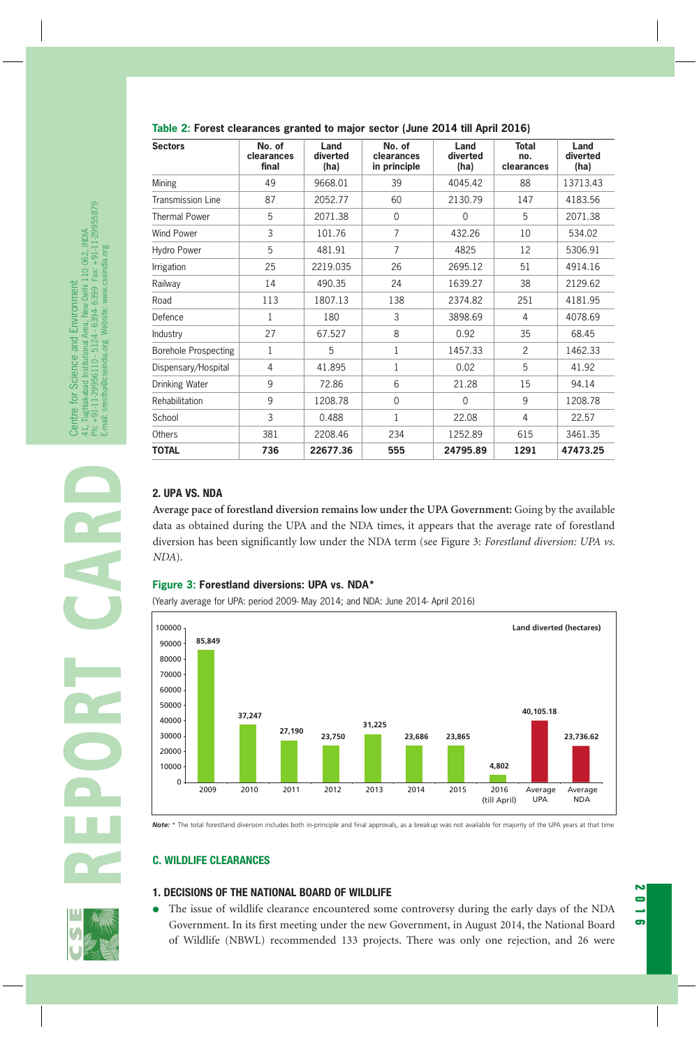**Table 2:** Forest clearances granted to major sector (June 2014 till April 2016)

| Sectors | No. of clearances final | Land diverted (ha) | No. of clearances in principle | Land diverted (ha) | Total no. clearances | Land diverted (ha) |
|---|---|---|---|---|---|---|
| Mining | 49 | 9668.01 | 39 | 4045.42 | 88 | 13713.43 |
| Transmission Line | 87 | 2052.77 | 60 | 2130.79 | 147 | 4183.56 |
| Thermal Power | 5 | 2071.38 | 0 | 0 | 5 | 2071.38 |
| Wind Power | 3 | 101.76 | 7 | 432.26 | 10 | 534.02 |
| Hydro Power | 5 | 481.91 | 7 | 4825 | 12 | 5306.91 |
| Irrigation | 25 | 2219.035 | 26 | 2695.12 | 51 | 4914.16 |
| Railway | 14 | 490.35 | 24 | 1639.27 | 38 | 2129.62 |
| Road | 113 | 1807.13 | 138 | 2374.82 | 251 | 4181.95 |
| Defence | 1 | 180 | 3 | 3898.69 | 4 | 4078.69 |
| Industry | 27 | 67.527 | 8 | 0.92 | 35 | 68.45 |
| Borehole Prospecting | 1 | 5 | 1 | 1457.33 | 2 | 1462.33 |
| Dispensary/Hospital | 4 | 41.895 | 1 | 0.02 | 5 | 41.92 |
| Drinking Water | 9 | 72.86 | 6 | 21.28 | 15 | 94.14 |
| Rehabilitation | 9 | 1208.78 | 0 | 0 | 9 | 1208.78 |
| School | 3 | 0.488 | 1 | 22.08 | 4 | 22.57 |
| Others | 381 | 2208.46 | 234 | 1252.89 | 615 | 3461.35 |
| **TOTAL** | **736** | **22677.36** | **555** | **24795.89** | **1291** | **47473.25** |

### 2. UPA VS. NDA

**Average pace of forestland diversion remains low under the UPA Government:** Going by the available data as obtained during the UPA and the NDA times, it appears that the average rate of forestland diversion has been significantly low under the NDA term (see Figure 3: *Forestland diversion: UPA vs. NDA*).

**Figure 3:** Forestland diversions: UPA vs. NDA*

(Yearly average for UPA: period 2009- May 2014; and NDA: June 2014- April 2016)

| Year | Land diverted (hectares) |
|---|---|
| 2009 | 85,849 |
| 2010 | 37,247 |
| 2011 | 27,190 |
| 2012 | 23,750 |
| 2013 | 31,225 |
| 2014 | 23,686 |
| 2015 | 23,865 |
| 2016 (till April) | 4,802 |
| Average UPA | 40,105.18 |
| Average NDA | 23,736.62 |

*Note:* * The total forestland diversion includes both in-principle and final approvals, as a breakup was not available for majority of the UPA years at that time

## C. WILDLIFE CLEARANCES

### 1. DECISIONS OF THE NATIONAL BOARD OF WILDLIFE

- The issue of wildlife clearance encountered some controversy during the early days of the NDA Government. In its first meeting under the new Government, in August 2014, the National Board of Wildlife (NBWL) recommended 133 projects. There was only one rejection, and 26 were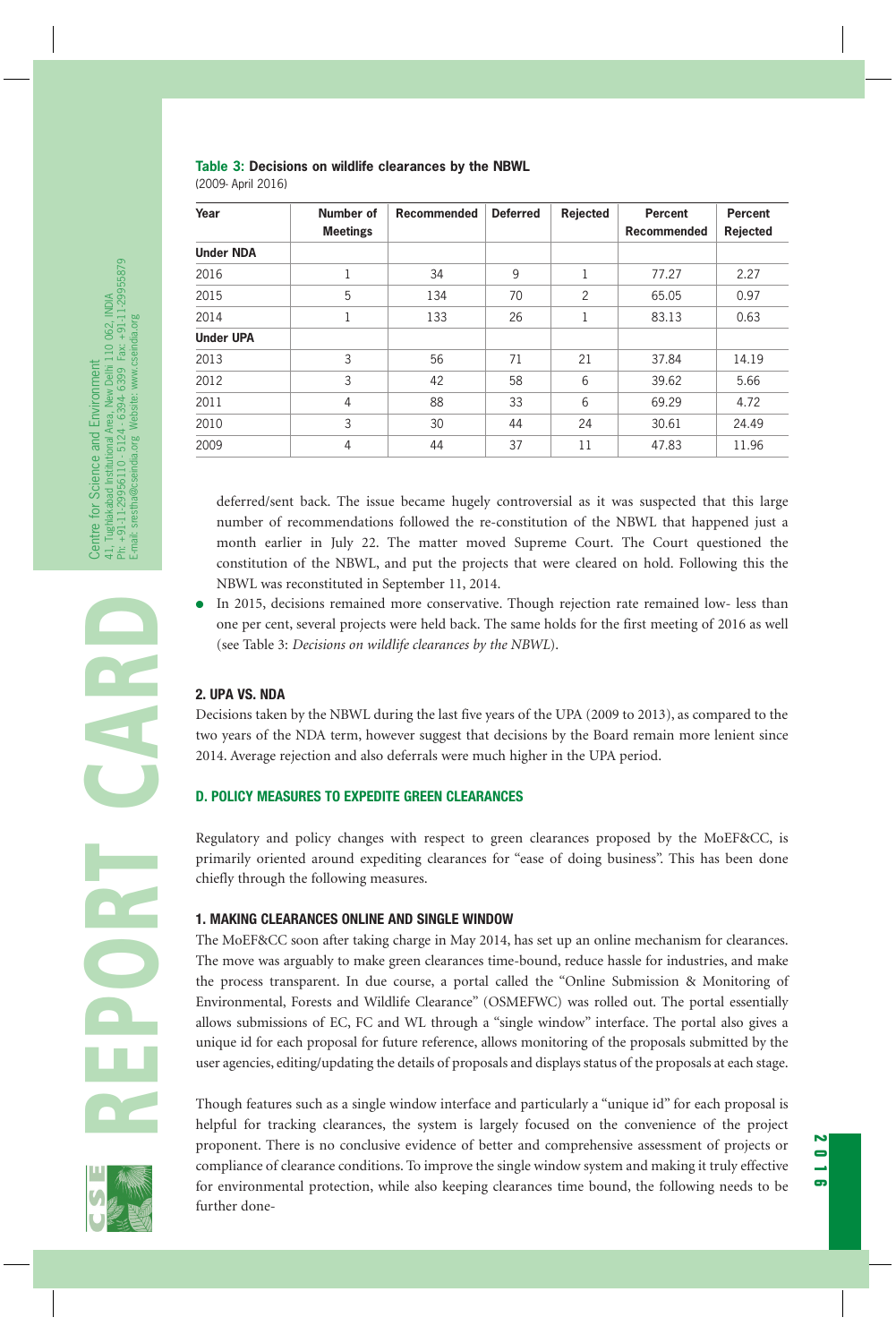**Table 3: Decisions on wildlife clearances by the NBWL**
(2009- April 2016)

| Year | Number of Meetings | Recommended | Deferred | Rejected | Percent Recommended | Percent Rejected |
|---|---|---|---|---|---|---|
| **Under NDA** | | | | | | |
| 2016 | 1 | 34 | 9 | 1 | 77.27 | 2.27 |
| 2015 | 5 | 134 | 70 | 2 | 65.05 | 0.97 |
| 2014 | 1 | 133 | 26 | 1 | 83.13 | 0.63 |
| **Under UPA** | | | | | | |
| 2013 | 3 | 56 | 71 | 21 | 37.84 | 14.19 |
| 2012 | 3 | 42 | 58 | 6 | 39.62 | 5.66 |
| 2011 | 4 | 88 | 33 | 6 | 69.29 | 4.72 |
| 2010 | 3 | 30 | 44 | 24 | 30.61 | 24.49 |
| 2009 | 4 | 44 | 37 | 11 | 47.83 | 11.96 |

deferred/sent back. The issue became hugely controversial as it was suspected that this large number of recommendations followed the re-constitution of the NBWL that happened just a month earlier in July 22. The matter moved Supreme Court. The Court questioned the constitution of the NBWL, and put the projects that were cleared on hold. Following this the NBWL was reconstituted in September 11, 2014.

- In 2015, decisions remained more conservative. Though rejection rate remained low- less than one per cent, several projects were held back. The same holds for the first meeting of 2016 as well (see Table 3: *Decisions on wildlife clearances by the NBWL*).

### 2. UPA VS. NDA

Decisions taken by the NBWL during the last five years of the UPA (2009 to 2013), as compared to the two years of the NDA term, however suggest that decisions by the Board remain more lenient since 2014. Average rejection and also deferrals were much higher in the UPA period.

## D. POLICY MEASURES TO EXPEDITE GREEN CLEARANCES

Regulatory and policy changes with respect to green clearances proposed by the MoEF&CC, is primarily oriented around expediting clearances for "ease of doing business". This has been done chiefly through the following measures.

### 1. MAKING CLEARANCES ONLINE AND SINGLE WINDOW

The MoEF&CC soon after taking charge in May 2014, has set up an online mechanism for clearances. The move was arguably to make green clearances time-bound, reduce hassle for industries, and make the process transparent. In due course, a portal called the "Online Submission & Monitoring of Environmental, Forests and Wildlife Clearance" (OSMEFWC) was rolled out. The portal essentially allows submissions of EC, FC and WL through a "single window" interface. The portal also gives a unique id for each proposal for future reference, allows monitoring of the proposals submitted by the user agencies, editing/updating the details of proposals and displays status of the proposals at each stage.

Though features such as a single window interface and particularly a "unique id" for each proposal is helpful for tracking clearances, the system is largely focused on the convenience of the project proponent. There is no conclusive evidence of better and comprehensive assessment of projects or compliance of clearance conditions. To improve the single window system and making it truly effective for environmental protection, while also keeping clearances time bound, the following needs to be further done-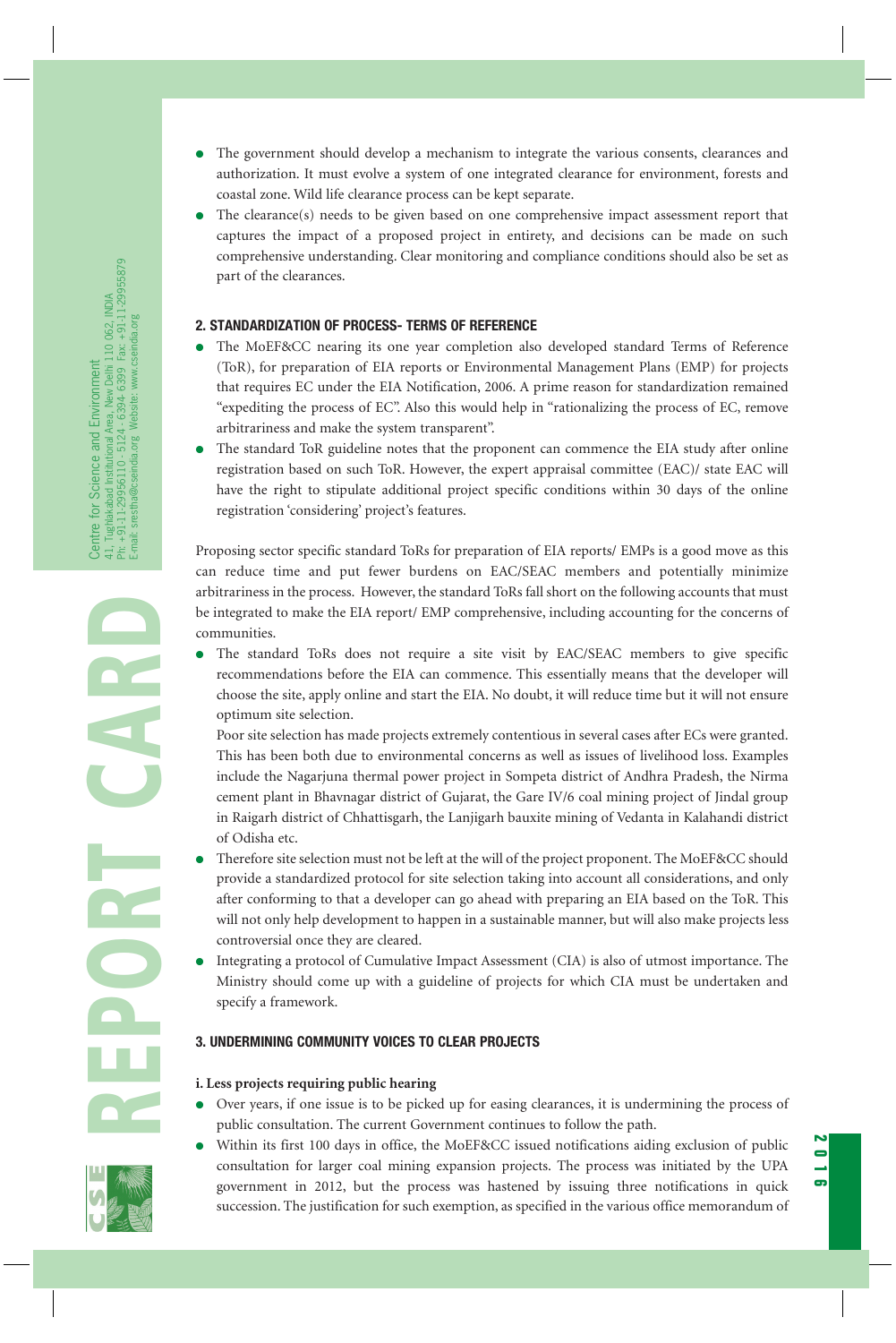- The government should develop a mechanism to integrate the various consents, clearances and authorization. It must evolve a system of one integrated clearance for environment, forests and coastal zone. Wild life clearance process can be kept separate.
- The clearance(s) needs to be given based on one comprehensive impact assessment report that captures the impact of a proposed project in entirety, and decisions can be made on such comprehensive understanding. Clear monitoring and compliance conditions should also be set as part of the clearances.

## 2. STANDARDIZATION OF PROCESS- TERMS OF REFERENCE

- The MoEF&CC nearing its one year completion also developed standard Terms of Reference (ToR), for preparation of EIA reports or Environmental Management Plans (EMP) for projects that requires EC under the EIA Notification, 2006. A prime reason for standardization remained "expediting the process of EC". Also this would help in "rationalizing the process of EC, remove arbitrariness and make the system transparent".
- The standard ToR guideline notes that the proponent can commence the EIA study after online registration based on such ToR. However, the expert appraisal committee (EAC)/ state EAC will have the right to stipulate additional project specific conditions within 30 days of the online registration 'considering' project's features.

Proposing sector specific standard ToRs for preparation of EIA reports/ EMPs is a good move as this can reduce time and put fewer burdens on EAC/SEAC members and potentially minimize arbitrariness in the process. However, the standard ToRs fall short on the following accounts that must be integrated to make the EIA report/ EMP comprehensive, including accounting for the concerns of communities.

- The standard ToRs does not require a site visit by EAC/SEAC members to give specific recommendations before the EIA can commence. This essentially means that the developer will choose the site, apply online and start the EIA. No doubt, it will reduce time but it will not ensure optimum site selection.

  Poor site selection has made projects extremely contentious in several cases after ECs were granted. This has been both due to environmental concerns as well as issues of livelihood loss. Examples include the Nagarjuna thermal power project in Sompeta district of Andhra Pradesh, the Nirma cement plant in Bhavnagar district of Gujarat, the Gare IV/6 coal mining project of Jindal group in Raigarh district of Chhattisgarh, the Lanjigarh bauxite mining of Vedanta in Kalahandi district of Odisha etc.
- Therefore site selection must not be left at the will of the project proponent. The MoEF&CC should provide a standardized protocol for site selection taking into account all considerations, and only after conforming to that a developer can go ahead with preparing an EIA based on the ToR. This will not only help development to happen in a sustainable manner, but will also make projects less controversial once they are cleared.
- Integrating a protocol of Cumulative Impact Assessment (CIA) is also of utmost importance. The Ministry should come up with a guideline of projects for which CIA must be undertaken and specify a framework.

## 3. UNDERMINING COMMUNITY VOICES TO CLEAR PROJECTS

### i. Less projects requiring public hearing

- Over years, if one issue is to be picked up for easing clearances, it is undermining the process of public consultation. The current Government continues to follow the path.
- Within its first 100 days in office, the MoEF&CC issued notifications aiding exclusion of public consultation for larger coal mining expansion projects. The process was initiated by the UPA government in 2012, but the process was hastened by issuing three notifications in quick succession. The justification for such exemption, as specified in the various office memorandum of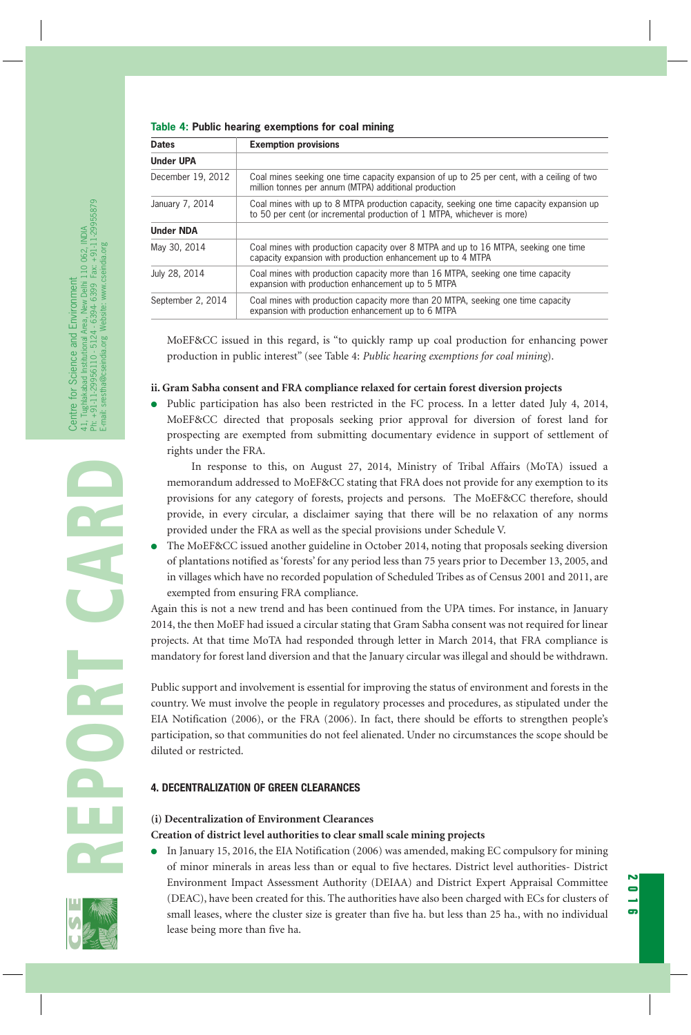**Table 4: Public hearing exemptions for coal mining**

| Dates | Exemption provisions |
|---|---|
| **Under UPA** | |
| December 19, 2012 | Coal mines seeking one time capacity expansion of up to 25 per cent, with a ceiling of two million tonnes per annum (MTPA) additional production |
| January 7, 2014 | Coal mines with up to 8 MTPA production capacity, seeking one time capacity expansion up to 50 per cent (or incremental production of 1 MTPA, whichever is more) |
| **Under NDA** | |
| May 30, 2014 | Coal mines with production capacity over 8 MTPA and up to 16 MTPA, seeking one time capacity expansion with production enhancement up to 4 MTPA |
| July 28, 2014 | Coal mines with production capacity more than 16 MTPA, seeking one time capacity expansion with production enhancement up to 5 MTPA |
| September 2, 2014 | Coal mines with production capacity more than 20 MTPA, seeking one time capacity expansion with production enhancement up to 6 MTPA |

MoEF&CC issued in this regard, is "to quickly ramp up coal production for enhancing power production in public interest" (see Table 4: *Public hearing exemptions for coal mining*).

**ii. Gram Sabha consent and FRA compliance relaxed for certain forest diversion projects**

- Public participation has also been restricted in the FC process. In a letter dated July 4, 2014, MoEF&CC directed that proposals seeking prior approval for diversion of forest land for prospecting are exempted from submitting documentary evidence in support of settlement of rights under the FRA.

  In response to this, on August 27, 2014, Ministry of Tribal Affairs (MoTA) issued a memorandum addressed to MoEF&CC stating that FRA does not provide for any exemption to its provisions for any category of forests, projects and persons. The MoEF&CC therefore, should provide, in every circular, a disclaimer saying that there will be no relaxation of any norms provided under the FRA as well as the special provisions under Schedule V.
- The MoEF&CC issued another guideline in October 2014, noting that proposals seeking diversion of plantations notified as 'forests' for any period less than 75 years prior to December 13, 2005, and in villages which have no recorded population of Scheduled Tribes as of Census 2001 and 2011, are exempted from ensuring FRA compliance.

Again this is not a new trend and has been continued from the UPA times. For instance, in January 2014, the then MoEF had issued a circular stating that Gram Sabha consent was not required for linear projects. At that time MoTA had responded through letter in March 2014, that FRA compliance is mandatory for forest land diversion and that the January circular was illegal and should be withdrawn.

Public support and involvement is essential for improving the status of environment and forests in the country. We must involve the people in regulatory processes and procedures, as stipulated under the EIA Notification (2006), or the FRA (2006). In fact, there should be efforts to strengthen people's participation, so that communities do not feel alienated. Under no circumstances the scope should be diluted or restricted.

## 4. DECENTRALIZATION OF GREEN CLEARANCES

**(i) Decentralization of Environment Clearances**

**Creation of district level authorities to clear small scale mining projects**

- In January 15, 2016, the EIA Notification (2006) was amended, making EC compulsory for mining of minor minerals in areas less than or equal to five hectares. District level authorities- District Environment Impact Assessment Authority (DEIAA) and District Expert Appraisal Committee (DEAC), have been created for this. The authorities have also been charged with ECs for clusters of small leases, where the cluster size is greater than five ha. but less than 25 ha., with no individual lease being more than five ha.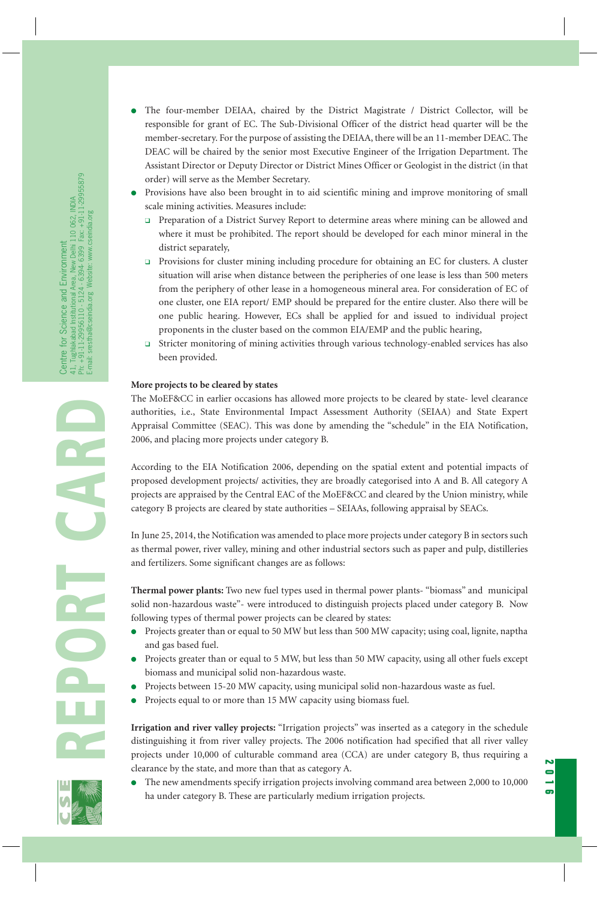- The four-member DEIAA, chaired by the District Magistrate / District Collector, will be responsible for grant of EC. The Sub-Divisional Officer of the district head quarter will be the member-secretary. For the purpose of assisting the DEIAA, there will be an 11-member DEAC. The DEAC will be chaired by the senior most Executive Engineer of the Irrigation Department. The Assistant Director or Deputy Director or District Mines Officer or Geologist in the district (in that order) will serve as the Member Secretary.
- Provisions have also been brought in to aid scientific mining and improve monitoring of small scale mining activities. Measures include:
  - Preparation of a District Survey Report to determine areas where mining can be allowed and where it must be prohibited. The report should be developed for each minor mineral in the district separately,
  - Provisions for cluster mining including procedure for obtaining an EC for clusters. A cluster situation will arise when distance between the peripheries of one lease is less than 500 meters from the periphery of other lease in a homogeneous mineral area. For consideration of EC of one cluster, one EIA report/ EMP should be prepared for the entire cluster. Also there will be one public hearing. However, ECs shall be applied for and issued to individual project proponents in the cluster based on the common EIA/EMP and the public hearing,
  - Stricter monitoring of mining activities through various technology-enabled services has also been provided.

**More projects to be cleared by states**

The MoEF&CC in earlier occasions has allowed more projects to be cleared by state- level clearance authorities, i.e., State Environmental Impact Assessment Authority (SEIAA) and State Expert Appraisal Committee (SEAC). This was done by amending the "schedule" in the EIA Notification, 2006, and placing more projects under category B.

According to the EIA Notification 2006, depending on the spatial extent and potential impacts of proposed development projects/ activities, they are broadly categorised into A and B. All category A projects are appraised by the Central EAC of the MoEF&CC and cleared by the Union ministry, while category B projects are cleared by state authorities – SEIAAs, following appraisal by SEACs.

In June 25, 2014, the Notification was amended to place more projects under category B in sectors such as thermal power, river valley, mining and other industrial sectors such as paper and pulp, distilleries and fertilizers. Some significant changes are as follows:

**Thermal power plants:** Two new fuel types used in thermal power plants- "biomass" and municipal solid non-hazardous waste"- were introduced to distinguish projects placed under category B. Now following types of thermal power projects can be cleared by states:

- Projects greater than or equal to 50 MW but less than 500 MW capacity; using coal, lignite, naptha and gas based fuel.
- Projects greater than or equal to 5 MW, but less than 50 MW capacity, using all other fuels except biomass and municipal solid non-hazardous waste.
- Projects between 15-20 MW capacity, using municipal solid non-hazardous waste as fuel.
- Projects equal to or more than 15 MW capacity using biomass fuel.

**Irrigation and river valley projects:** "Irrigation projects" was inserted as a category in the schedule distinguishing it from river valley projects. The 2006 notification had specified that all river valley projects under 10,000 of culturable command area (CCA) are under category B, thus requiring a clearance by the state, and more than that as category A.

- The new amendments specify irrigation projects involving command area between 2,000 to 10,000 ha under category B. These are particularly medium irrigation projects.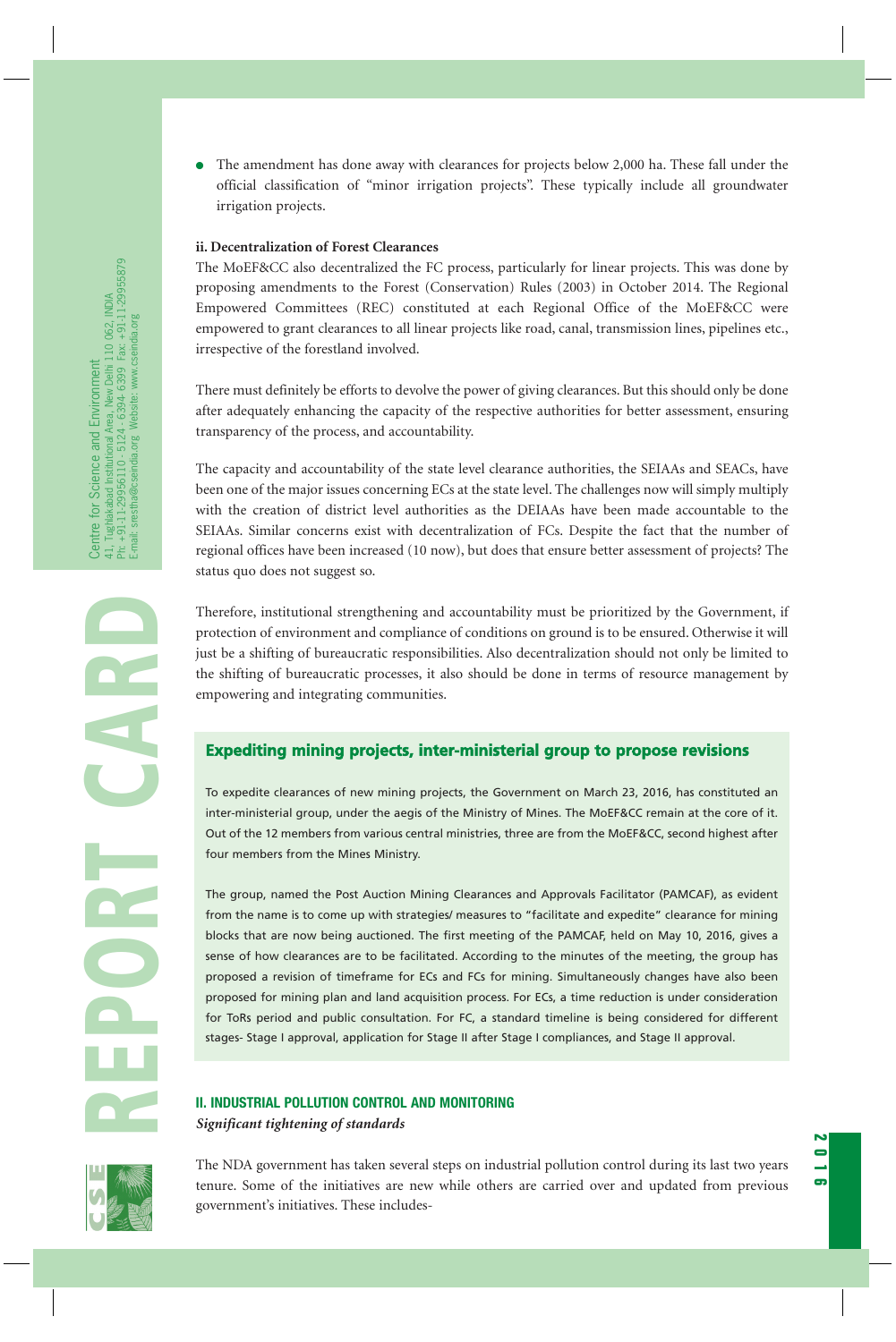- The amendment has done away with clearances for projects below 2,000 ha. These fall under the official classification of "minor irrigation projects". These typically include all groundwater irrigation projects.

**ii. Decentralization of Forest Clearances**

The MoEF&CC also decentralized the FC process, particularly for linear projects. This was done by proposing amendments to the Forest (Conservation) Rules (2003) in October 2014. The Regional Empowered Committees (REC) constituted at each Regional Office of the MoEF&CC were empowered to grant clearances to all linear projects like road, canal, transmission lines, pipelines etc., irrespective of the forestland involved.

There must definitely be efforts to devolve the power of giving clearances. But this should only be done after adequately enhancing the capacity of the respective authorities for better assessment, ensuring transparency of the process, and accountability.

The capacity and accountability of the state level clearance authorities, the SEIAAs and SEACs, have been one of the major issues concerning ECs at the state level. The challenges now will simply multiply with the creation of district level authorities as the DEIAAs have been made accountable to the SEIAAs. Similar concerns exist with decentralization of FCs. Despite the fact that the number of regional offices have been increased (10 now), but does that ensure better assessment of projects? The status quo does not suggest so.

Therefore, institutional strengthening and accountability must be prioritized by the Government, if protection of environment and compliance of conditions on ground is to be ensured. Otherwise it will just be a shifting of bureaucratic responsibilities. Also decentralization should not only be limited to the shifting of bureaucratic processes, it also should be done in terms of resource management by empowering and integrating communities.

### Expediting mining projects, inter-ministerial group to propose revisions

To expedite clearances of new mining projects, the Government on March 23, 2016, has constituted an inter-ministerial group, under the aegis of the Ministry of Mines. The MoEF&CC remain at the core of it. Out of the 12 members from various central ministries, three are from the MoEF&CC, second highest after four members from the Mines Ministry.

The group, named the Post Auction Mining Clearances and Approvals Facilitator (PAMCAF), as evident from the name is to come up with strategies/ measures to "facilitate and expedite" clearance for mining blocks that are now being auctioned. The first meeting of the PAMCAF, held on May 10, 2016, gives a sense of how clearances are to be facilitated. According to the minutes of the meeting, the group has proposed a revision of timeframe for ECs and FCs for mining. Simultaneously changes have also been proposed for mining plan and land acquisition process. For ECs, a time reduction is under consideration for ToRs period and public consultation. For FC, a standard timeline is being considered for different stages- Stage I approval, application for Stage II after Stage I compliances, and Stage II approval.

## II. INDUSTRIAL POLLUTION CONTROL AND MONITORING

***Significant tightening of standards***

The NDA government has taken several steps on industrial pollution control during its last two years tenure. Some of the initiatives are new while others are carried over and updated from previous government's initiatives. These includes-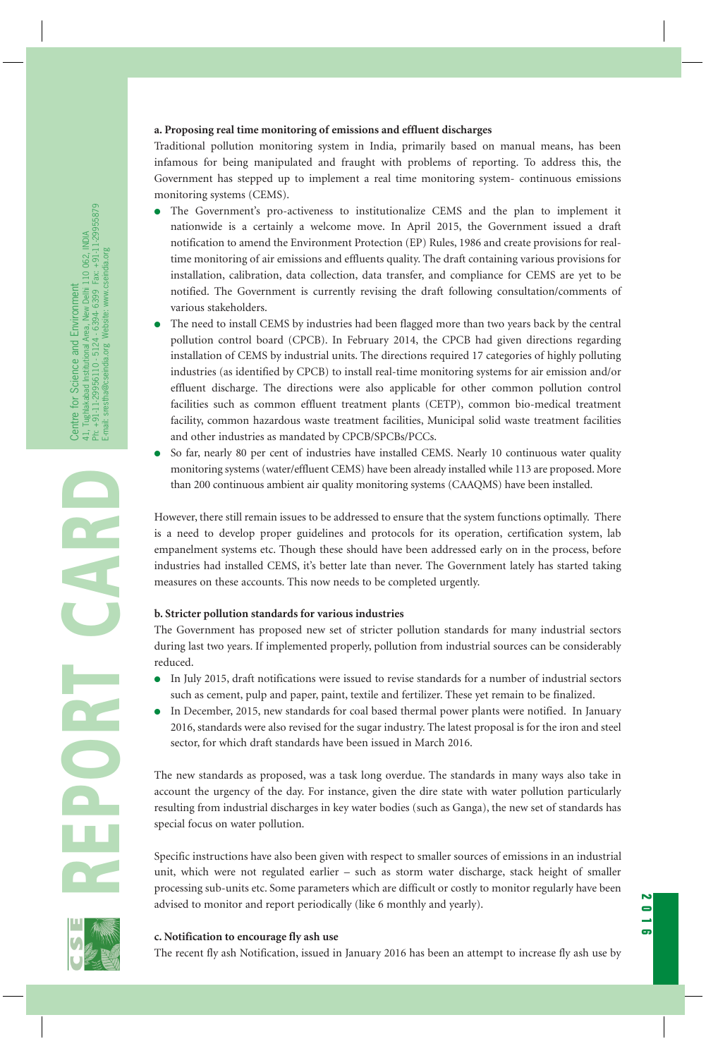**a. Proposing real time monitoring of emissions and effluent discharges**

Traditional pollution monitoring system in India, primarily based on manual means, has been infamous for being manipulated and fraught with problems of reporting. To address this, the Government has stepped up to implement a real time monitoring system- continuous emissions monitoring systems (CEMS).

- The Government's pro-activeness to institutionalize CEMS and the plan to implement it nationwide is a certainly a welcome move. In April 2015, the Government issued a draft notification to amend the Environment Protection (EP) Rules, 1986 and create provisions for real-time monitoring of air emissions and effluents quality. The draft containing various provisions for installation, calibration, data collection, data transfer, and compliance for CEMS are yet to be notified. The Government is currently revising the draft following consultation/comments of various stakeholders.
- The need to install CEMS by industries had been flagged more than two years back by the central pollution control board (CPCB). In February 2014, the CPCB had given directions regarding installation of CEMS by industrial units. The directions required 17 categories of highly polluting industries (as identified by CPCB) to install real-time monitoring systems for air emission and/or effluent discharge. The directions were also applicable for other common pollution control facilities such as common effluent treatment plants (CETP), common bio-medical treatment facility, common hazardous waste treatment facilities, Municipal solid waste treatment facilities and other industries as mandated by CPCB/SPCBs/PCCs.
- So far, nearly 80 per cent of industries have installed CEMS. Nearly 10 continuous water quality monitoring systems (water/effluent CEMS) have been already installed while 113 are proposed. More than 200 continuous ambient air quality monitoring systems (CAAQMS) have been installed.

However, there still remain issues to be addressed to ensure that the system functions optimally. There is a need to develop proper guidelines and protocols for its operation, certification system, lab empanelment systems etc. Though these should have been addressed early on in the process, before industries had installed CEMS, it's better late than never. The Government lately has started taking measures on these accounts. This now needs to be completed urgently.

**b. Stricter pollution standards for various industries**

The Government has proposed new set of stricter pollution standards for many industrial sectors during last two years. If implemented properly, pollution from industrial sources can be considerably reduced.

- In July 2015, draft notifications were issued to revise standards for a number of industrial sectors such as cement, pulp and paper, paint, textile and fertilizer. These yet remain to be finalized.
- In December, 2015, new standards for coal based thermal power plants were notified. In January 2016, standards were also revised for the sugar industry. The latest proposal is for the iron and steel sector, for which draft standards have been issued in March 2016.

The new standards as proposed, was a task long overdue. The standards in many ways also take in account the urgency of the day. For instance, given the dire state with water pollution particularly resulting from industrial discharges in key water bodies (such as Ganga), the new set of standards has special focus on water pollution.

Specific instructions have also been given with respect to smaller sources of emissions in an industrial unit, which were not regulated earlier – such as storm water discharge, stack height of smaller processing sub-units etc. Some parameters which are difficult or costly to monitor regularly have been advised to monitor and report periodically (like 6 monthly and yearly).

**c. Notification to encourage fly ash use**

The recent fly ash Notification, issued in January 2016 has been an attempt to increase fly ash use by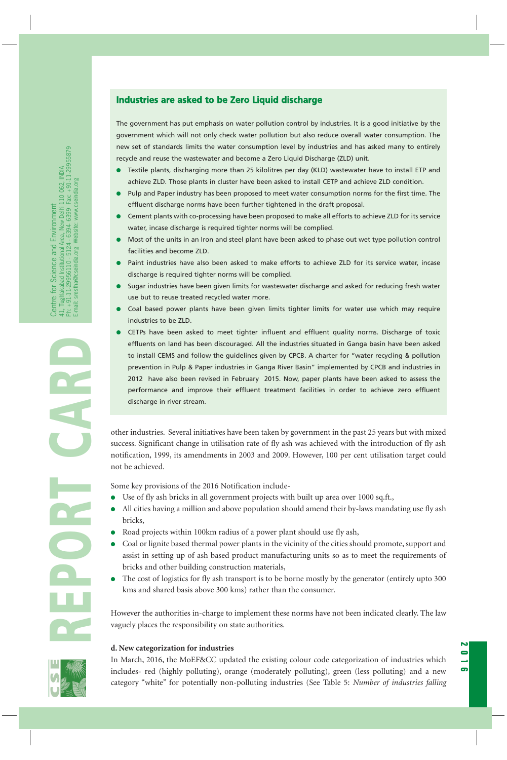## Industries are asked to be Zero Liquid discharge

The government has put emphasis on water pollution control by industries. It is a good initiative by the government which will not only check water pollution but also reduce overall water consumption. The new set of standards limits the water consumption level by industries and has asked many to entirely recycle and reuse the wastewater and become a Zero Liquid Discharge (ZLD) unit.

- Textile plants, discharging more than 25 kilolitres per day (KLD) wastewater have to install ETP and achieve ZLD. Those plants in cluster have been asked to install CETP and achieve ZLD condition.
- Pulp and Paper industry has been proposed to meet water consumption norms for the first time. The effluent discharge norms have been further tightened in the draft proposal.
- Cement plants with co-processing have been proposed to make all efforts to achieve ZLD for its service water, incase discharge is required tighter norms will be complied.
- Most of the units in an Iron and steel plant have been asked to phase out wet type pollution control facilities and become ZLD.
- Paint industries have also been asked to make efforts to achieve ZLD for its service water, incase discharge is required tighter norms will be complied.
- Sugar industries have been given limits for wastewater discharge and asked for reducing fresh water use but to reuse treated recycled water more.
- Coal based power plants have been given limits tighter limits for water use which may require industries to be ZLD.
- CETPs have been asked to meet tighter influent and effluent quality norms. Discharge of toxic effluents on land has been discouraged. All the industries situated in Ganga basin have been asked to install CEMS and follow the guidelines given by CPCB. A charter for "water recycling & pollution prevention in Pulp & Paper industries in Ganga River Basin" implemented by CPCB and industries in 2012 have also been revised in February 2015. Now, paper plants have been asked to assess the performance and improve their effluent treatment facilities in order to achieve zero effluent discharge in river stream.

other industries. Several initiatives have been taken by government in the past 25 years but with mixed success. Significant change in utilisation rate of fly ash was achieved with the introduction of fly ash notification, 1999, its amendments in 2003 and 2009. However, 100 per cent utilisation target could not be achieved.

Some key provisions of the 2016 Notification include-

- Use of fly ash bricks in all government projects with built up area over 1000 sq.ft.,
- All cities having a million and above population should amend their by-laws mandating use fly ash bricks,
- Road projects within 100km radius of a power plant should use fly ash,
- Coal or lignite based thermal power plants in the vicinity of the cities should promote, support and assist in setting up of ash based product manufacturing units so as to meet the requirements of bricks and other building construction materials,
- The cost of logistics for fly ash transport is to be borne mostly by the generator (entirely upto 300 kms and shared basis above 300 kms) rather than the consumer.

However the authorities in-charge to implement these norms have not been indicated clearly. The law vaguely places the responsibility on state authorities.

**d. New categorization for industries**

In March, 2016, the MoEF&CC updated the existing colour code categorization of industries which includes- red (highly polluting), orange (moderately polluting), green (less polluting) and a new category "white" for potentially non-polluting industries (See Table 5: *Number of industries falling*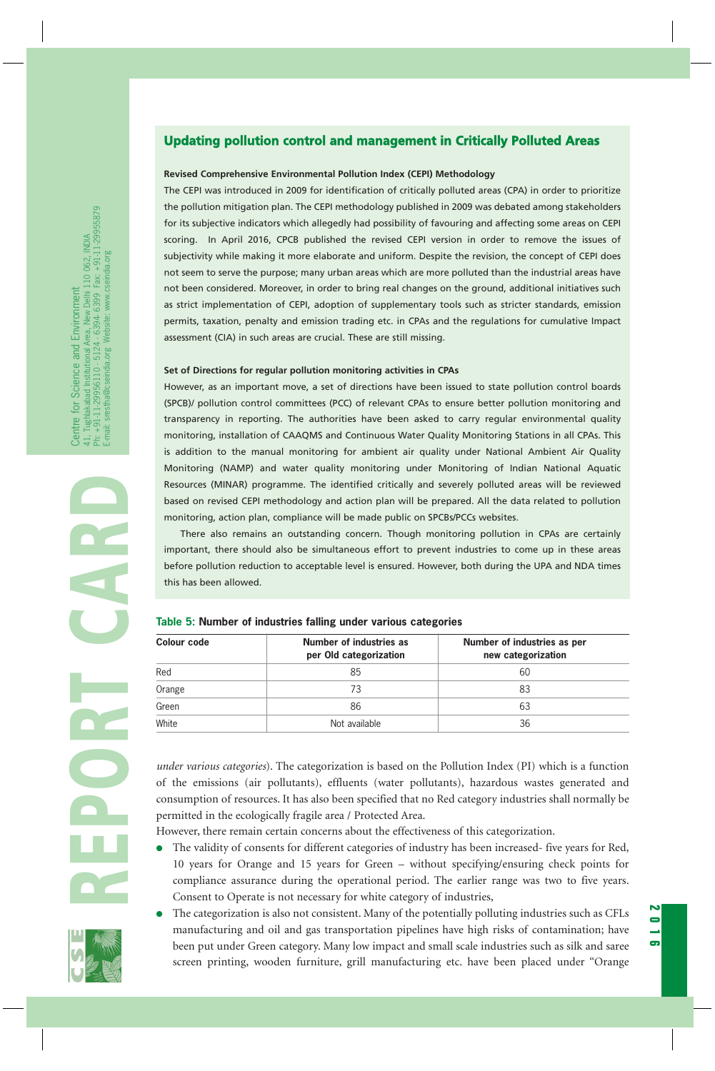## Updating pollution control and management in Critically Polluted Areas

**Revised Comprehensive Environmental Pollution Index (CEPI) Methodology**

The CEPI was introduced in 2009 for identification of critically polluted areas (CPA) in order to prioritize the pollution mitigation plan. The CEPI methodology published in 2009 was debated among stakeholders for its subjective indicators which allegedly had possibility of favouring and affecting some areas on CEPI scoring. In April 2016, CPCB published the revised CEPI version in order to remove the issues of subjectivity while making it more elaborate and uniform. Despite the revision, the concept of CEPI does not seem to serve the purpose; many urban areas which are more polluted than the industrial areas have not been considered. Moreover, in order to bring real changes on the ground, additional initiatives such as strict implementation of CEPI, adoption of supplementary tools such as stricter standards, emission permits, taxation, penalty and emission trading etc. in CPAs and the regulations for cumulative Impact assessment (CIA) in such areas are crucial. These are still missing.

**Set of Directions for regular pollution monitoring activities in CPAs**

However, as an important move, a set of directions have been issued to state pollution control boards (SPCB)/ pollution control committees (PCC) of relevant CPAs to ensure better pollution monitoring and transparency in reporting. The authorities have been asked to carry regular environmental quality monitoring, installation of CAAQMS and Continuous Water Quality Monitoring Stations in all CPAs. This is addition to the manual monitoring for ambient air quality under National Ambient Air Quality Monitoring (NAMP) and water quality monitoring under Monitoring of Indian National Aquatic Resources (MINAR) programme. The identified critically and severely polluted areas will be reviewed based on revised CEPI methodology and action plan will be prepared. All the data related to pollution monitoring, action plan, compliance will be made public on SPCBs/PCCs websites.

There also remains an outstanding concern. Though monitoring pollution in CPAs are certainly important, there should also be simultaneous effort to prevent industries to come up in these areas before pollution reduction to acceptable level is ensured. However, both during the UPA and NDA times this has been allowed.

**Table 5: Number of industries falling under various categories**

| Colour code | Number of industries as per Old categorization | Number of industries as per new categorization |
|---|---|---|
| Red | 85 | 60 |
| Orange | 73 | 83 |
| Green | 86 | 63 |
| White | Not available | 36 |

*under various categories*). The categorization is based on the Pollution Index (PI) which is a function of the emissions (air pollutants), effluents (water pollutants), hazardous wastes generated and consumption of resources. It has also been specified that no Red category industries shall normally be permitted in the ecologically fragile area / Protected Area.

However, there remain certain concerns about the effectiveness of this categorization.

- The validity of consents for different categories of industry has been increased- five years for Red, 10 years for Orange and 15 years for Green – without specifying/ensuring check points for compliance assurance during the operational period. The earlier range was two to five years. Consent to Operate is not necessary for white category of industries,
- The categorization is also not consistent. Many of the potentially polluting industries such as CFLs manufacturing and oil and gas transportation pipelines have high risks of contamination; have been put under Green category. Many low impact and small scale industries such as silk and saree screen printing, wooden furniture, grill manufacturing etc. have been placed under "Orange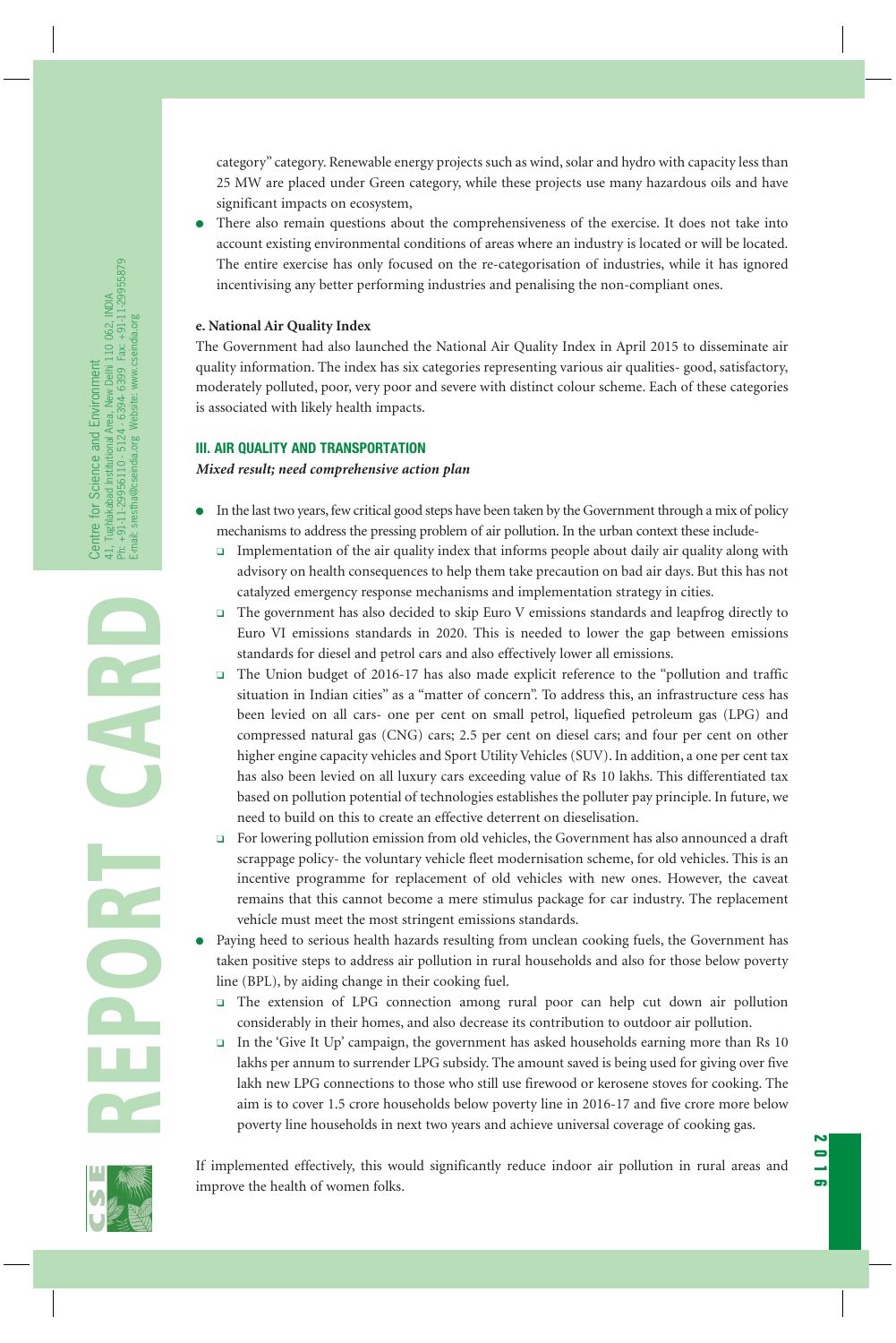category" category. Renewable energy projects such as wind, solar and hydro with capacity less than 25 MW are placed under Green category, while these projects use many hazardous oils and have significant impacts on ecosystem,

- There also remain questions about the comprehensiveness of the exercise. It does not take into account existing environmental conditions of areas where an industry is located or will be located. The entire exercise has only focused on the re-categorisation of industries, while it has ignored incentivising any better performing industries and penalising the non-compliant ones.

**e. National Air Quality Index**

The Government had also launched the National Air Quality Index in April 2015 to disseminate air quality information. The index has six categories representing various air qualities- good, satisfactory, moderately polluted, poor, very poor and severe with distinct colour scheme. Each of these categories is associated with likely health impacts.

## III. AIR QUALITY AND TRANSPORTATION

***Mixed result; need comprehensive action plan***

- In the last two years, few critical good steps have been taken by the Government through a mix of policy mechanisms to address the pressing problem of air pollution. In the urban context these include-
  - Implementation of the air quality index that informs people about daily air quality along with advisory on health consequences to help them take precaution on bad air days. But this has not catalyzed emergency response mechanisms and implementation strategy in cities.
  - The government has also decided to skip Euro V emissions standards and leapfrog directly to Euro VI emissions standards in 2020. This is needed to lower the gap between emissions standards for diesel and petrol cars and also effectively lower all emissions.
  - The Union budget of 2016-17 has also made explicit reference to the "pollution and traffic situation in Indian cities" as a "matter of concern". To address this, an infrastructure cess has been levied on all cars- one per cent on small petrol, liquefied petroleum gas (LPG) and compressed natural gas (CNG) cars; 2.5 per cent on diesel cars; and four per cent on other higher engine capacity vehicles and Sport Utility Vehicles (SUV). In addition, a one per cent tax has also been levied on all luxury cars exceeding value of Rs 10 lakhs. This differentiated tax based on pollution potential of technologies establishes the polluter pay principle. In future, we need to build on this to create an effective deterrent on dieselisation.
  - For lowering pollution emission from old vehicles, the Government has also announced a draft scrappage policy- the voluntary vehicle fleet modernisation scheme, for old vehicles. This is an incentive programme for replacement of old vehicles with new ones. However, the caveat remains that this cannot become a mere stimulus package for car industry. The replacement vehicle must meet the most stringent emissions standards.
- Paying heed to serious health hazards resulting from unclean cooking fuels, the Government has taken positive steps to address air pollution in rural households and also for those below poverty line (BPL), by aiding change in their cooking fuel.
  - The extension of LPG connection among rural poor can help cut down air pollution considerably in their homes, and also decrease its contribution to outdoor air pollution.
  - In the 'Give It Up' campaign, the government has asked households earning more than Rs 10 lakhs per annum to surrender LPG subsidy. The amount saved is being used for giving over five lakh new LPG connections to those who still use firewood or kerosene stoves for cooking. The aim is to cover 1.5 crore households below poverty line in 2016-17 and five crore more below poverty line households in next two years and achieve universal coverage of cooking gas.

If implemented effectively, this would significantly reduce indoor air pollution in rural areas and improve the health of women folks.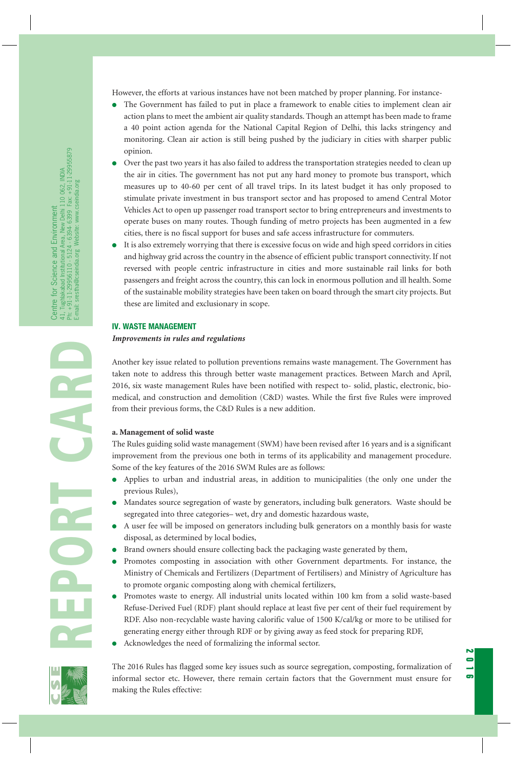However, the efforts at various instances have not been matched by proper planning. For instance-

- The Government has failed to put in place a framework to enable cities to implement clean air action plans to meet the ambient air quality standards. Though an attempt has been made to frame a 40 point action agenda for the National Capital Region of Delhi, this lacks stringency and monitoring. Clean air action is still being pushed by the judiciary in cities with sharper public opinion.
- Over the past two years it has also failed to address the transportation strategies needed to clean up the air in cities. The government has not put any hard money to promote bus transport, which measures up to 40-60 per cent of all travel trips. In its latest budget it has only proposed to stimulate private investment in bus transport sector and has proposed to amend Central Motor Vehicles Act to open up passenger road transport sector to bring entrepreneurs and investments to operate buses on many routes. Though funding of metro projects has been augmented in a few cities, there is no fiscal support for buses and safe access infrastructure for commuters.
- It is also extremely worrying that there is excessive focus on wide and high speed corridors in cities and highway grid across the country in the absence of efficient public transport connectivity. If not reversed with people centric infrastructure in cities and more sustainable rail links for both passengers and freight across the country, this can lock in enormous pollution and ill health. Some of the sustainable mobility strategies have been taken on board through the smart city projects. But these are limited and exclusionary in scope.

## IV. WASTE MANAGEMENT

***Improvements in rules and regulations***

Another key issue related to pollution preventions remains waste management. The Government has taken note to address this through better waste management practices. Between March and April, 2016, six waste management Rules have been notified with respect to- solid, plastic, electronic, bio-medical, and construction and demolition (C&D) wastes. While the first five Rules were improved from their previous forms, the C&D Rules is a new addition.

**a. Management of solid waste**

The Rules guiding solid waste management (SWM) have been revised after 16 years and is a significant improvement from the previous one both in terms of its applicability and management procedure. Some of the key features of the 2016 SWM Rules are as follows:

- Applies to urban and industrial areas, in addition to municipalities (the only one under the previous Rules),
- Mandates source segregation of waste by generators, including bulk generators. Waste should be segregated into three categories– wet, dry and domestic hazardous waste,
- A user fee will be imposed on generators including bulk generators on a monthly basis for waste disposal, as determined by local bodies,
- Brand owners should ensure collecting back the packaging waste generated by them,
- Promotes composting in association with other Government departments. For instance, the Ministry of Chemicals and Fertilizers (Department of Fertilisers) and Ministry of Agriculture has to promote organic composting along with chemical fertilizers,
- Promotes waste to energy. All industrial units located within 100 km from a solid waste-based Refuse-Derived Fuel (RDF) plant should replace at least five per cent of their fuel requirement by RDF. Also non-recyclable waste having calorific value of 1500 K/cal/kg or more to be utilised for generating energy either through RDF or by giving away as feed stock for preparing RDF,
- Acknowledges the need of formalizing the informal sector.

The 2016 Rules has flagged some key issues such as source segregation, composting, formalization of informal sector etc. However, there remain certain factors that the Government must ensure for making the Rules effective: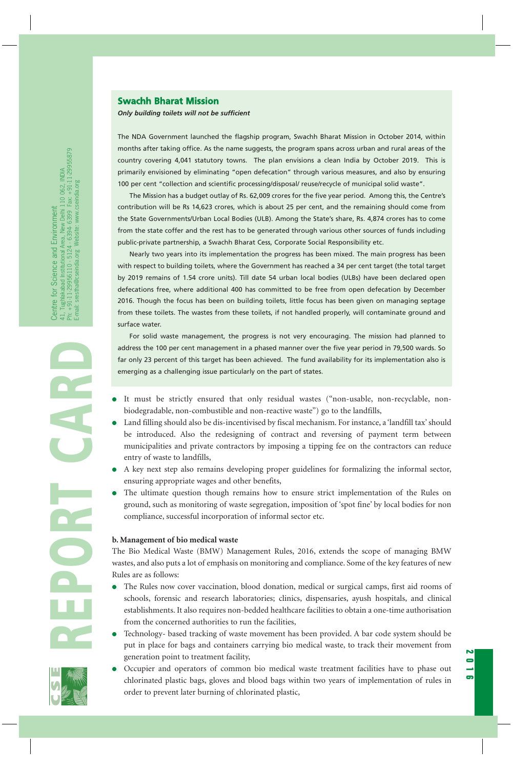## Swachh Bharat Mission

***Only building toilets will not be sufficient***

The NDA Government launched the flagship program, Swachh Bharat Mission in October 2014, within months after taking office. As the name suggests, the program spans across urban and rural areas of the country covering 4,041 statutory towns. The plan envisions a clean India by October 2019. This is primarily envisioned by eliminating "open defecation" through various measures, and also by ensuring 100 per cent "collection and scientific processing/disposal/ reuse/recycle of municipal solid waste".

The Mission has a budget outlay of Rs. 62,009 crores for the five year period. Among this, the Centre's contribution will be Rs 14,623 crores, which is about 25 per cent, and the remaining should come from the State Governments/Urban Local Bodies (ULB). Among the State's share, Rs. 4,874 crores has to come from the state coffer and the rest has to be generated through various other sources of funds including public-private partnership, a Swachh Bharat Cess, Corporate Social Responsibility etc.

Nearly two years into its implementation the progress has been mixed. The main progress has been with respect to building toilets, where the Government has reached a 34 per cent target (the total target by 2019 remains of 1.54 crore units). Till date 54 urban local bodies (ULBs) have been declared open defecations free, where additional 400 has committed to be free from open defecation by December 2016. Though the focus has been on building toilets, little focus has been given on managing septage from these toilets. The wastes from these toilets, if not handled properly, will contaminate ground and surface water.

For solid waste management, the progress is not very encouraging. The mission had planned to address the 100 per cent management in a phased manner over the five year period in 79,500 wards. So far only 23 percent of this target has been achieved. The fund availability for its implementation also is emerging as a challenging issue particularly on the part of states.

- It must be strictly ensured that only residual wastes ("non-usable, non-recyclable, non-biodegradable, non-combustible and non-reactive waste") go to the landfills,
- Land filling should also be dis-incentivised by fiscal mechanism. For instance, a 'landfill tax' should be introduced. Also the redesigning of contract and reversing of payment term between municipalities and private contractors by imposing a tipping fee on the contractors can reduce entry of waste to landfills,
- A key next step also remains developing proper guidelines for formalizing the informal sector, ensuring appropriate wages and other benefits,
- The ultimate question though remains how to ensure strict implementation of the Rules on ground, such as monitoring of waste segregation, imposition of 'spot fine' by local bodies for non compliance, successful incorporation of informal sector etc.

**b. Management of bio medical waste**

The Bio Medical Waste (BMW) Management Rules, 2016, extends the scope of managing BMW wastes, and also puts a lot of emphasis on monitoring and compliance. Some of the key features of new Rules are as follows:

- The Rules now cover vaccination, blood donation, medical or surgical camps, first aid rooms of schools, forensic and research laboratories; clinics, dispensaries, ayush hospitals, and clinical establishments. It also requires non-bedded healthcare facilities to obtain a one-time authorisation from the concerned authorities to run the facilities,
- Technology- based tracking of waste movement has been provided. A bar code system should be put in place for bags and containers carrying bio medical waste, to track their movement from generation point to treatment facility,
- Occupier and operators of common bio medical waste treatment facilities have to phase out chlorinated plastic bags, gloves and blood bags within two years of implementation of rules in order to prevent later burning of chlorinated plastic,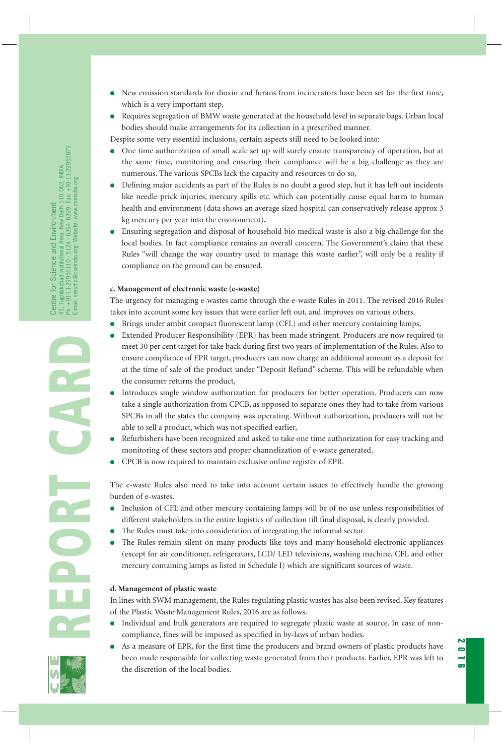- New emission standards for dioxin and furans from incinerators have been set for the first time, which is a very important step,
- Requires segregation of BMW waste generated at the household level in separate bags. Urban local bodies should make arrangements for its collection in a prescribed manner.

Despite some very essential inclusions, certain aspects still need to be looked into:

- One time authorization of small scale set up will surely ensure transparency of operation, but at the same time, monitoring and ensuring their compliance will be a big challenge as they are numerous. The various SPCBs lack the capacity and resources to do so,
- Defining major accidents as part of the Rules is no doubt a good step, but it has left out incidents like needle prick injuries, mercury spills etc. which can potentially cause equal harm to human health and environment (data shows an average sized hospital can conservatively release approx 3 kg mercury per year into the environment),
- Ensuring segregation and disposal of household bio medical waste is also a big challenge for the local bodies. In fact compliance remains an overall concern. The Government's claim that these Rules "will change the way country used to manage this waste earlier", will only be a reality if compliance on the ground can be ensured.

**c. Management of electronic waste (e-waste)**

The urgency for managing e-wastes came through the e-waste Rules in 2011. The revised 2016 Rules takes into account some key issues that were earlier left out, and improves on various others.

- Brings under ambit compact fluorescent lamp (CFL) and other mercury containing lamps,
- Extended Producer Responsibility (EPR) has been made stringent. Producers are now required to meet 30 per cent target for take back during first two years of implementation of the Rules. Also to ensure compliance of EPR target, producers can now charge an additional amount as a deposit fee at the time of sale of the product under "Deposit Refund" scheme. This will be refundable when the consumer returns the product,
- Introduces single window authorization for producers for better operation. Producers can now take a single authorization from CPCB, as opposed to separate ones they had to take from various SPCBs in all the states the company was operating. Without authorization, producers will not be able to sell a product, which was not specified earlier,
- Refurbishers have been recognized and asked to take one time authorization for easy tracking and monitoring of these sectors and proper channelization of e-waste generated,
- CPCB is now required to maintain exclusive online register of EPR.

The e-waste Rules also need to take into account certain issues to effectively handle the growing burden of e-wastes.

- Inclusion of CFL and other mercury containing lamps will be of no use unless responsibilities of different stakeholders in the entire logistics of collection till final disposal, is clearly provided.
- The Rules must take into consideration of integrating the informal sector.
- The Rules remain silent on many products like toys and many household electronic appliances (except for air conditioner, refrigerators, LCD/ LED televisions, washing machine, CFL and other mercury containing lamps as listed in Schedule I) which are significant sources of waste.

**d. Management of plastic waste**

In lines with SWM management, the Rules regulating plastic wastes has also been revised. Key features of the Plastic Waste Management Rules, 2016 are as follows.

- Individual and bulk generators are required to segregate plastic waste at source. In case of non-compliance, fines will be imposed as specified in by-laws of urban bodies.
- As a measure of EPR, for the first time the producers and brand owners of plastic products have been made responsible for collecting waste generated from their products. Earlier, EPR was left to the discretion of the local bodies.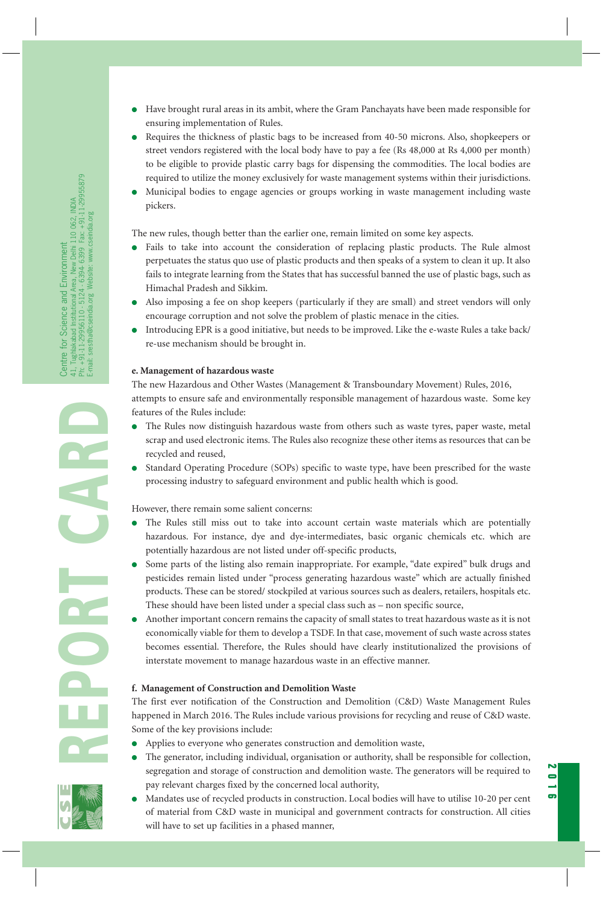- Have brought rural areas in its ambit, where the Gram Panchayats have been made responsible for ensuring implementation of Rules.
- Requires the thickness of plastic bags to be increased from 40-50 microns. Also, shopkeepers or street vendors registered with the local body have to pay a fee (Rs 48,000 at Rs 4,000 per month) to be eligible to provide plastic carry bags for dispensing the commodities. The local bodies are required to utilize the money exclusively for waste management systems within their jurisdictions.
- Municipal bodies to engage agencies or groups working in waste management including waste pickers.

The new rules, though better than the earlier one, remain limited on some key aspects.

- Fails to take into account the consideration of replacing plastic products. The Rule almost perpetuates the status quo use of plastic products and then speaks of a system to clean it up. It also fails to integrate learning from the States that has successful banned the use of plastic bags, such as Himachal Pradesh and Sikkim.
- Also imposing a fee on shop keepers (particularly if they are small) and street vendors will only encourage corruption and not solve the problem of plastic menace in the cities.
- Introducing EPR is a good initiative, but needs to be improved. Like the e-waste Rules a take back/ re-use mechanism should be brought in.

**e. Management of hazardous waste**

The new Hazardous and Other Wastes (Management & Transboundary Movement) Rules, 2016, attempts to ensure safe and environmentally responsible management of hazardous waste. Some key features of the Rules include:

- The Rules now distinguish hazardous waste from others such as waste tyres, paper waste, metal scrap and used electronic items. The Rules also recognize these other items as resources that can be recycled and reused,
- Standard Operating Procedure (SOPs) specific to waste type, have been prescribed for the waste processing industry to safeguard environment and public health which is good.

However, there remain some salient concerns:

- The Rules still miss out to take into account certain waste materials which are potentially hazardous. For instance, dye and dye-intermediates, basic organic chemicals etc. which are potentially hazardous are not listed under off-specific products,
- Some parts of the listing also remain inappropriate. For example, "date expired" bulk drugs and pesticides remain listed under "process generating hazardous waste" which are actually finished products. These can be stored/ stockpiled at various sources such as dealers, retailers, hospitals etc. These should have been listed under a special class such as – non specific source,
- Another important concern remains the capacity of small states to treat hazardous waste as it is not economically viable for them to develop a TSDF. In that case, movement of such waste across states becomes essential. Therefore, the Rules should have clearly institutionalized the provisions of interstate movement to manage hazardous waste in an effective manner.

**f. Management of Construction and Demolition Waste**

The first ever notification of the Construction and Demolition (C&D) Waste Management Rules happened in March 2016. The Rules include various provisions for recycling and reuse of C&D waste. Some of the key provisions include:

- Applies to everyone who generates construction and demolition waste,
- The generator, including individual, organisation or authority, shall be responsible for collection, segregation and storage of construction and demolition waste. The generators will be required to pay relevant charges fixed by the concerned local authority,
- Mandates use of recycled products in construction. Local bodies will have to utilise 10-20 per cent of material from C&D waste in municipal and government contracts for construction. All cities will have to set up facilities in a phased manner,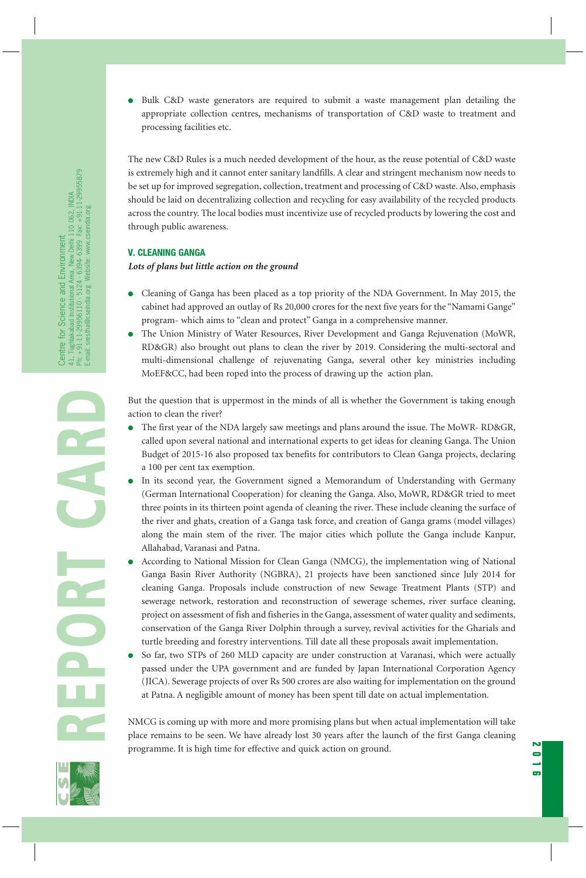- Bulk C&D waste generators are required to submit a waste management plan detailing the appropriate collection centres, mechanisms of transportation of C&D waste to treatment and processing facilities etc.

The new C&D Rules is a much needed development of the hour, as the reuse potential of C&D waste is extremely high and it cannot enter sanitary landfills. A clear and stringent mechanism now needs to be set up for improved segregation, collection, treatment and processing of C&D waste. Also, emphasis should be laid on decentralizing collection and recycling for easy availability of the recycled products across the country. The local bodies must incentivize use of recycled products by lowering the cost and through public awareness.

## V. CLEANING GANGA

***Lots of plans but little action on the ground***

- Cleaning of Ganga has been placed as a top priority of the NDA Government. In May 2015, the cabinet had approved an outlay of Rs 20,000 crores for the next five years for the "Namami Gange" program- which aims to "clean and protect" Ganga in a comprehensive manner.
- The Union Ministry of Water Resources, River Development and Ganga Rejuvenation (MoWR, RD&GR) also brought out plans to clean the river by 2019. Considering the multi-sectoral and multi-dimensional challenge of rejuvenating Ganga, several other key ministries including MoEF&CC, had been roped into the process of drawing up the action plan.

But the question that is uppermost in the minds of all is whether the Government is taking enough action to clean the river?

- The first year of the NDA largely saw meetings and plans around the issue. The MoWR- RD&GR, called upon several national and international experts to get ideas for cleaning Ganga. The Union Budget of 2015-16 also proposed tax benefits for contributors to Clean Ganga projects, declaring a 100 per cent tax exemption.
- In its second year, the Government signed a Memorandum of Understanding with Germany (German International Cooperation) for cleaning the Ganga. Also, MoWR, RD&GR tried to meet three points in its thirteen point agenda of cleaning the river. These include cleaning the surface of the river and ghats, creation of a Ganga task force, and creation of Ganga grams (model villages) along the main stem of the river. The major cities which pollute the Ganga include Kanpur, Allahabad, Varanasi and Patna.
- According to National Mission for Clean Ganga (NMCG), the implementation wing of National Ganga Basin River Authority (NGBRA), 21 projects have been sanctioned since July 2014 for cleaning Ganga. Proposals include construction of new Sewage Treatment Plants (STP) and sewerage network, restoration and reconstruction of sewerage schemes, river surface cleaning, project on assessment of fish and fisheries in the Ganga, assessment of water quality and sediments, conservation of the Ganga River Dolphin through a survey, revival activities for the Gharials and turtle breeding and forestry interventions. Till date all these proposals await implementation.
- So far, two STPs of 260 MLD capacity are under construction at Varanasi, which were actually passed under the UPA government and are funded by Japan International Corporation Agency (JICA). Sewerage projects of over Rs 500 crores are also waiting for implementation on the ground at Patna. A negligible amount of money has been spent till date on actual implementation.

NMCG is coming up with more and more promising plans but when actual implementation will take place remains to be seen. We have already lost 30 years after the launch of the first Ganga cleaning programme. It is high time for effective and quick action on ground.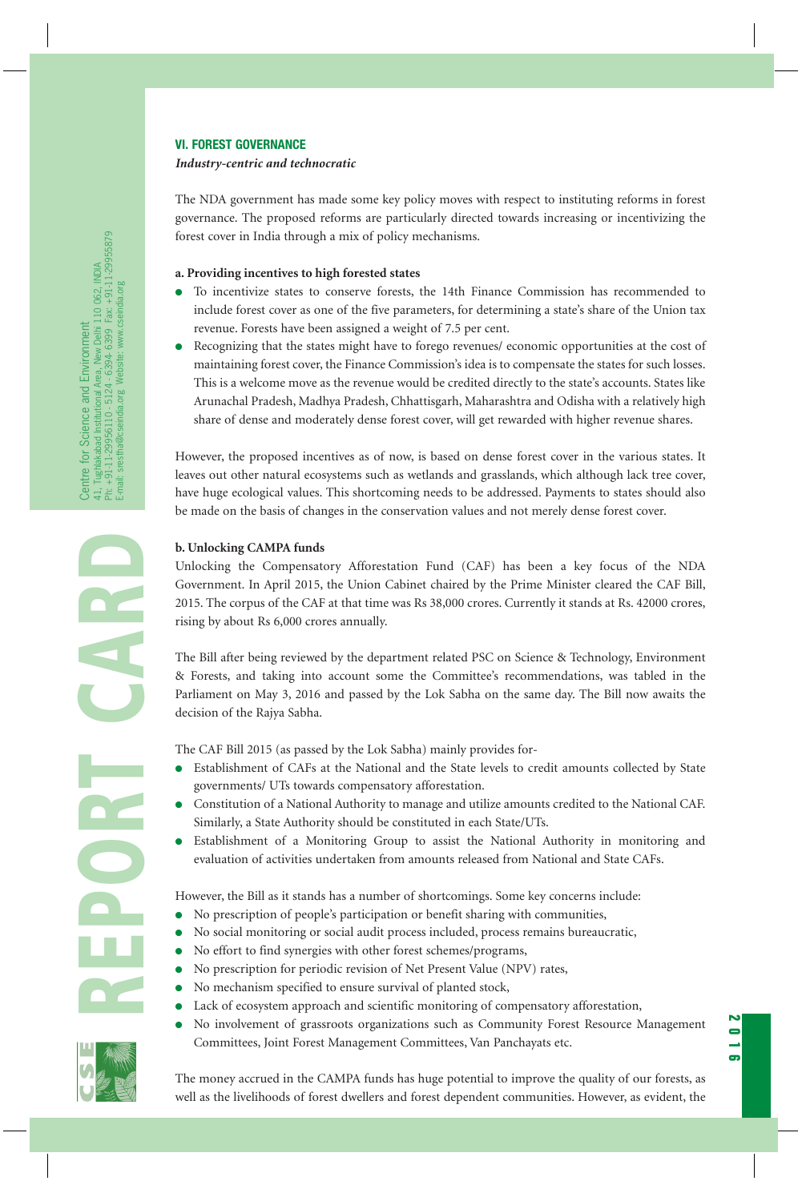## VI. FOREST GOVERNANCE

***Industry-centric and technocratic***

The NDA government has made some key policy moves with respect to instituting reforms in forest governance. The proposed reforms are particularly directed towards increasing or incentivizing the forest cover in India through a mix of policy mechanisms.

**a. Providing incentives to high forested states**

- To incentivize states to conserve forests, the 14th Finance Commission has recommended to include forest cover as one of the five parameters, for determining a state's share of the Union tax revenue. Forests have been assigned a weight of 7.5 per cent.
- Recognizing that the states might have to forego revenues/ economic opportunities at the cost of maintaining forest cover, the Finance Commission's idea is to compensate the states for such losses. This is a welcome move as the revenue would be credited directly to the state's accounts. States like Arunachal Pradesh, Madhya Pradesh, Chhattisgarh, Maharashtra and Odisha with a relatively high share of dense and moderately dense forest cover, will get rewarded with higher revenue shares.

However, the proposed incentives as of now, is based on dense forest cover in the various states. It leaves out other natural ecosystems such as wetlands and grasslands, which although lack tree cover, have huge ecological values. This shortcoming needs to be addressed. Payments to states should also be made on the basis of changes in the conservation values and not merely dense forest cover.

**b. Unlocking CAMPA funds**

Unlocking the Compensatory Afforestation Fund (CAF) has been a key focus of the NDA Government. In April 2015, the Union Cabinet chaired by the Prime Minister cleared the CAF Bill, 2015. The corpus of the CAF at that time was Rs 38,000 crores. Currently it stands at Rs. 42000 crores, rising by about Rs 6,000 crores annually.

The Bill after being reviewed by the department related PSC on Science & Technology, Environment & Forests, and taking into account some the Committee's recommendations, was tabled in the Parliament on May 3, 2016 and passed by the Lok Sabha on the same day. The Bill now awaits the decision of the Rajya Sabha.

The CAF Bill 2015 (as passed by the Lok Sabha) mainly provides for-

- Establishment of CAFs at the National and the State levels to credit amounts collected by State governments/ UTs towards compensatory afforestation.
- Constitution of a National Authority to manage and utilize amounts credited to the National CAF. Similarly, a State Authority should be constituted in each State/UTs.
- Establishment of a Monitoring Group to assist the National Authority in monitoring and evaluation of activities undertaken from amounts released from National and State CAFs.

However, the Bill as it stands has a number of shortcomings. Some key concerns include:

- No prescription of people's participation or benefit sharing with communities,
- No social monitoring or social audit process included, process remains bureaucratic,
- No effort to find synergies with other forest schemes/programs,
- No prescription for periodic revision of Net Present Value (NPV) rates,
- No mechanism specified to ensure survival of planted stock,
- Lack of ecosystem approach and scientific monitoring of compensatory afforestation,
- No involvement of grassroots organizations such as Community Forest Resource Management Committees, Joint Forest Management Committees, Van Panchayats etc.

The money accrued in the CAMPA funds has huge potential to improve the quality of our forests, as well as the livelihoods of forest dwellers and forest dependent communities. However, as evident, the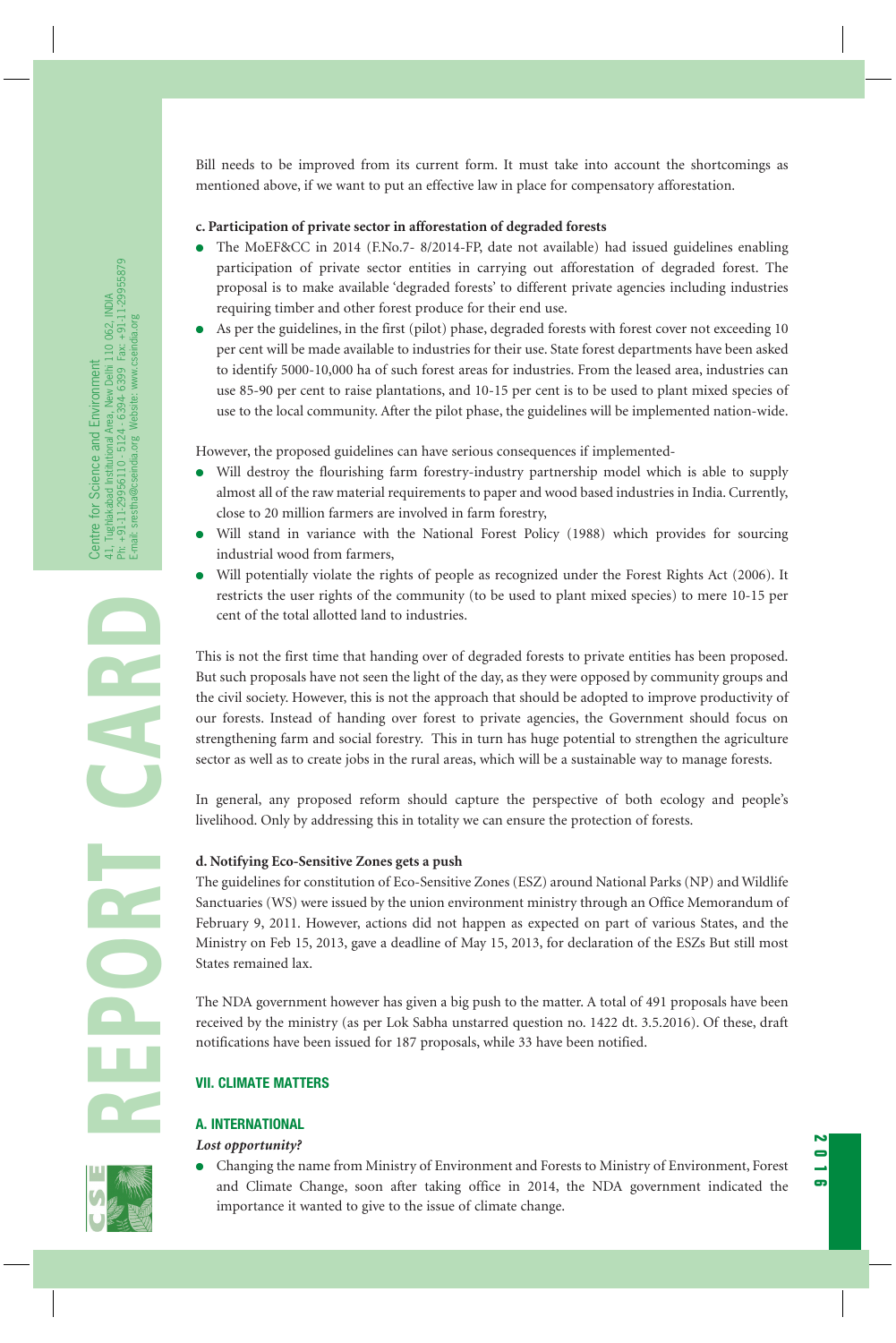Bill needs to be improved from its current form. It must take into account the shortcomings as mentioned above, if we want to put an effective law in place for compensatory afforestation.

**c. Participation of private sector in afforestation of degraded forests**

- The MoEF&CC in 2014 (F.No.7- 8/2014-FP, date not available) had issued guidelines enabling participation of private sector entities in carrying out afforestation of degraded forest. The proposal is to make available 'degraded forests' to different private agencies including industries requiring timber and other forest produce for their end use.
- As per the guidelines, in the first (pilot) phase, degraded forests with forest cover not exceeding 10 per cent will be made available to industries for their use. State forest departments have been asked to identify 5000-10,000 ha of such forest areas for industries. From the leased area, industries can use 85-90 per cent to raise plantations, and 10-15 per cent is to be used to plant mixed species of use to the local community. After the pilot phase, the guidelines will be implemented nation-wide.

However, the proposed guidelines can have serious consequences if implemented-

- Will destroy the flourishing farm forestry-industry partnership model which is able to supply almost all of the raw material requirements to paper and wood based industries in India. Currently, close to 20 million farmers are involved in farm forestry,
- Will stand in variance with the National Forest Policy (1988) which provides for sourcing industrial wood from farmers,
- Will potentially violate the rights of people as recognized under the Forest Rights Act (2006). It restricts the user rights of the community (to be used to plant mixed species) to mere 10-15 per cent of the total allotted land to industries.

This is not the first time that handing over of degraded forests to private entities has been proposed. But such proposals have not seen the light of the day, as they were opposed by community groups and the civil society. However, this is not the approach that should be adopted to improve productivity of our forests. Instead of handing over forest to private agencies, the Government should focus on strengthening farm and social forestry. This in turn has huge potential to strengthen the agriculture sector as well as to create jobs in the rural areas, which will be a sustainable way to manage forests.

In general, any proposed reform should capture the perspective of both ecology and people's livelihood. Only by addressing this in totality we can ensure the protection of forests.

**d. Notifying Eco-Sensitive Zones gets a push**

The guidelines for constitution of Eco-Sensitive Zones (ESZ) around National Parks (NP) and Wildlife Sanctuaries (WS) were issued by the union environment ministry through an Office Memorandum of February 9, 2011. However, actions did not happen as expected on part of various States, and the Ministry on Feb 15, 2013, gave a deadline of May 15, 2013, for declaration of the ESZs But still most States remained lax.

The NDA government however has given a big push to the matter. A total of 491 proposals have been received by the ministry (as per Lok Sabha unstarred question no. 1422 dt. 3.5.2016). Of these, draft notifications have been issued for 187 proposals, while 33 have been notified.

## VII. CLIMATE MATTERS

### A. INTERNATIONAL

***Lost opportunity?***

- Changing the name from Ministry of Environment and Forests to Ministry of Environment, Forest and Climate Change, soon after taking office in 2014, the NDA government indicated the importance it wanted to give to the issue of climate change.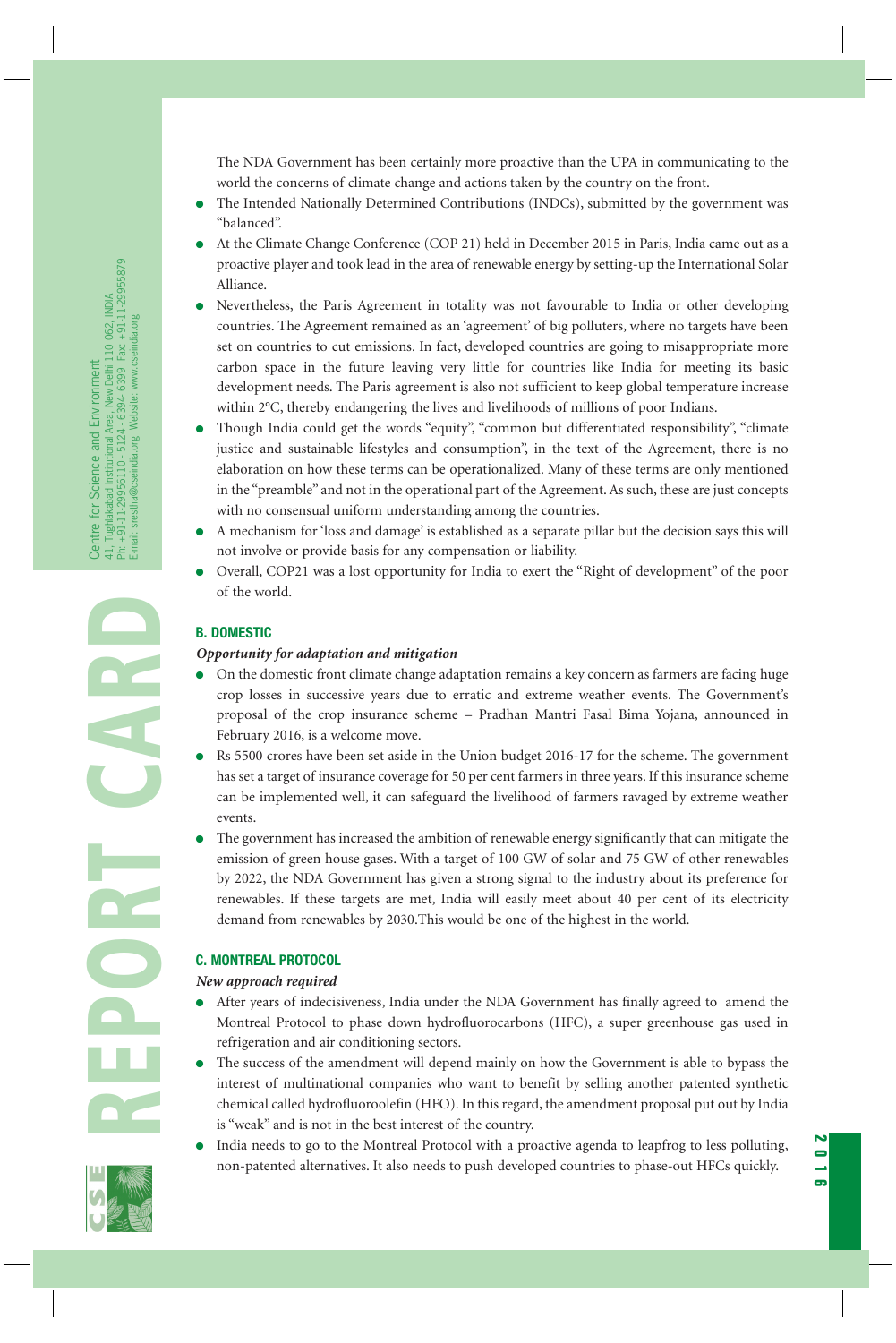The NDA Government has been certainly more proactive than the UPA in communicating to the world the concerns of climate change and actions taken by the country on the front.

- The Intended Nationally Determined Contributions (INDCs), submitted by the government was "balanced".
- At the Climate Change Conference (COP 21) held in December 2015 in Paris, India came out as a proactive player and took lead in the area of renewable energy by setting-up the International Solar Alliance.
- Nevertheless, the Paris Agreement in totality was not favourable to India or other developing countries. The Agreement remained as an 'agreement' of big polluters, where no targets have been set on countries to cut emissions. In fact, developed countries are going to misappropriate more carbon space in the future leaving very little for countries like India for meeting its basic development needs. The Paris agreement is also not sufficient to keep global temperature increase within 2°C, thereby endangering the lives and livelihoods of millions of poor Indians.
- Though India could get the words "equity", "common but differentiated responsibility", "climate justice and sustainable lifestyles and consumption", in the text of the Agreement, there is no elaboration on how these terms can be operationalized. Many of these terms are only mentioned in the "preamble" and not in the operational part of the Agreement. As such, these are just concepts with no consensual uniform understanding among the countries.
- A mechanism for 'loss and damage' is established as a separate pillar but the decision says this will not involve or provide basis for any compensation or liability.
- Overall, COP21 was a lost opportunity for India to exert the "Right of development" of the poor of the world.

## B. DOMESTIC

***Opportunity for adaptation and mitigation***

- On the domestic front climate change adaptation remains a key concern as farmers are facing huge crop losses in successive years due to erratic and extreme weather events. The Government's proposal of the crop insurance scheme – Pradhan Mantri Fasal Bima Yojana, announced in February 2016, is a welcome move.
- Rs 5500 crores have been set aside in the Union budget 2016-17 for the scheme. The government has set a target of insurance coverage for 50 per cent farmers in three years. If this insurance scheme can be implemented well, it can safeguard the livelihood of farmers ravaged by extreme weather events.
- The government has increased the ambition of renewable energy significantly that can mitigate the emission of green house gases. With a target of 100 GW of solar and 75 GW of other renewables by 2022, the NDA Government has given a strong signal to the industry about its preference for renewables. If these targets are met, India will easily meet about 40 per cent of its electricity demand from renewables by 2030.This would be one of the highest in the world.

## C. MONTREAL PROTOCOL

***New approach required***

- After years of indecisiveness, India under the NDA Government has finally agreed to amend the Montreal Protocol to phase down hydrofluorocarbons (HFC), a super greenhouse gas used in refrigeration and air conditioning sectors.
- The success of the amendment will depend mainly on how the Government is able to bypass the interest of multinational companies who want to benefit by selling another patented synthetic chemical called hydrofluoroolefin (HFO). In this regard, the amendment proposal put out by India is "weak" and is not in the best interest of the country.
- India needs to go to the Montreal Protocol with a proactive agenda to leapfrog to less polluting, non-patented alternatives. It also needs to push developed countries to phase-out HFCs quickly.